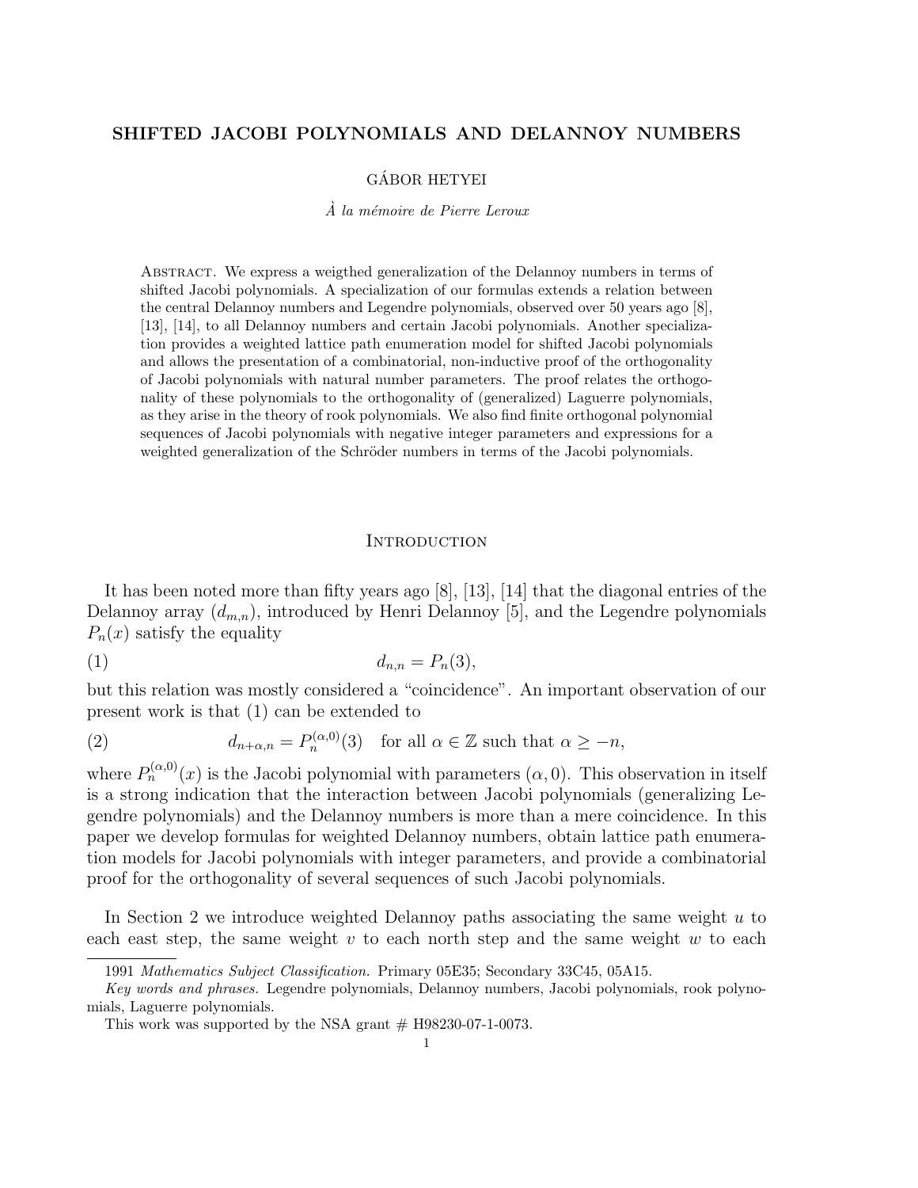# SHIFTED JACOBI POLYNOMIALS AND DELANNOY NUMBERS

GÁBOR HETYEI

*À la mémoire de Pierre Leroux*

Abstract. We express a weigthed generalization of the Delannoy numbers in terms of shifted Jacobi polynomials. A specialization of our formulas extends a relation between the central Delannoy numbers and Legendre polynomials, observed over 50 years ago [8], [13], [14], to all Delannoy numbers and certain Jacobi polynomials. Another specialization provides a weighted lattice path enumeration model for shifted Jacobi polynomials and allows the presentation of a combinatorial, non-inductive proof of the orthogonality of Jacobi polynomials with natural number parameters. The proof relates the orthogonality of these polynomials to the orthogonality of (generalized) Laguerre polynomials, as they arise in the theory of rook polynomials. We also find finite orthogonal polynomial sequences of Jacobi polynomials with negative integer parameters and expressions for a weighted generalization of the Schröder numbers in terms of the Jacobi polynomials.

## Introduction

It has been noted more than fifty years ago [8], [13], [14] that the diagonal entries of the Delannoy array $(d_{m,n})$, introduced by Henri Delannoy [5], and the Legendre polynomials $P_n(x)$ satisfy the equality

$$d_{n,n} = P_n(3), \tag{1}$$

but this relation was mostly considered a "coincidence". An important observation of our present work is that (1) can be extended to

$$d_{n+\alpha,n} = P_n^{(\alpha,0)}(3) \quad \text{for all } \alpha \in \mathbb{Z} \text{ such that } \alpha \geq -n, \tag{2}$$

where $P_n^{(\alpha,0)}(x)$ is the Jacobi polynomial with parameters $(\alpha, 0)$. This observation in itself is a strong indication that the interaction between Jacobi polynomials (generalizing Legendre polynomials) and the Delannoy numbers is more than a mere coincidence. In this paper we develop formulas for weighted Delannoy numbers, obtain lattice path enumeration models for Jacobi polynomials with integer parameters, and provide a combinatorial proof for the orthogonality of several sequences of such Jacobi polynomials.

In Section 2 we introduce weighted Delannoy paths associating the same weight $u$ to each east step, the same weight $v$ to each north step and the same weight $w$ to each

---

1991 *Mathematics Subject Classification.* Primary 05E35; Secondary 33C45, 05A15.

*Key words and phrases.* Legendre polynomials, Delannoy numbers, Jacobi polynomials, rook polynomials, Laguerre polynomials.

This work was supported by the NSA grant # H98230-07-1-0073.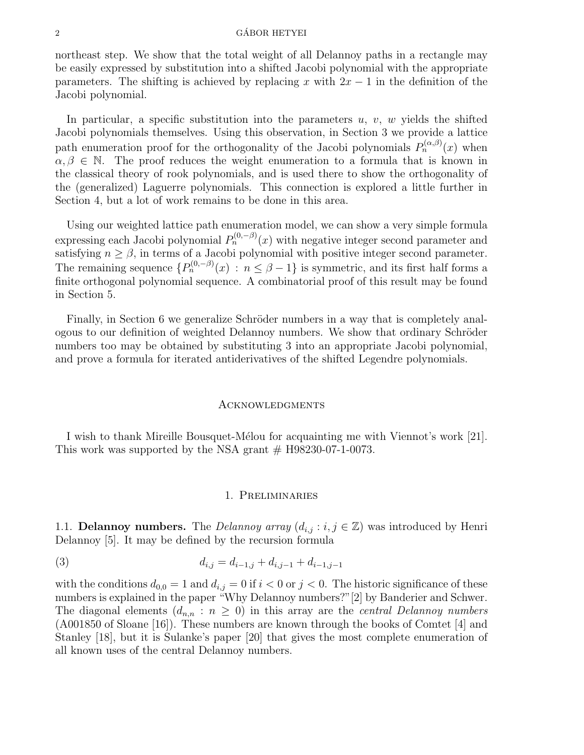northeast step. We show that the total weight of all Delannoy paths in a rectangle may be easily expressed by substitution into a shifted Jacobi polynomial with the appropriate parameters. The shifting is achieved by replacing $x$ with $2x-1$ in the definition of the Jacobi polynomial.

In particular, a specific substitution into the parameters $u$, $v$, $w$ yields the shifted Jacobi polynomials themselves. Using this observation, in Section 3 we provide a lattice path enumeration proof for the orthogonality of the Jacobi polynomials $P_n^{(\alpha,\beta)}(x)$ when $\alpha, \beta \in \mathbb{N}$. The proof reduces the weight enumeration to a formula that is known in the classical theory of rook polynomials, and is used there to show the orthogonality of the (generalized) Laguerre polynomials. This connection is explored a little further in Section 4, but a lot of work remains to be done in this area.

Using our weighted lattice path enumeration model, we can show a very simple formula expressing each Jacobi polynomial $P_n^{(0,-\beta)}(x)$ with negative integer second parameter and satisfying $n \geq \beta$, in terms of a Jacobi polynomial with positive integer second parameter. The remaining sequence $\{P_n^{(0,-\beta)}(x) : n \leq \beta - 1\}$ is symmetric, and its first half forms a finite orthogonal polynomial sequence. A combinatorial proof of this result may be found in Section 5.

Finally, in Section 6 we generalize Schröder numbers in a way that is completely analogous to our definition of weighted Delannoy numbers. We show that ordinary Schröder numbers too may be obtained by substituting 3 into an appropriate Jacobi polynomial, and prove a formula for iterated antiderivatives of the shifted Legendre polynomials.

## Acknowledgments

I wish to thank Mireille Bousquet-Mélou for acquainting me with Viennot's work [21]. This work was supported by the NSA grant # H98230-07-1-0073.

## 1. Preliminaries

### 1.1. Delannoy numbers.

The *Delannoy array* $(d_{i,j} : i, j \in \mathbb{Z})$ was introduced by Henri Delannoy [5]. It may be defined by the recursion formula

$$d_{i,j} = d_{i-1,j} + d_{i,j-1} + d_{i-1,j-1} \tag{3}$$

with the conditions $d_{0,0} = 1$ and $d_{i,j} = 0$ if $i < 0$ or $j < 0$. The historic significance of these numbers is explained in the paper "Why Delannoy numbers?" [2] by Banderier and Schwer. The diagonal elements $(d_{n,n} : n \geq 0)$ in this array are the *central Delannoy numbers* (A001850 of Sloane [16]). These numbers are known through the books of Comtet [4] and Stanley [18], but it is Sulanke's paper [20] that gives the most complete enumeration of all known uses of the central Delannoy numbers.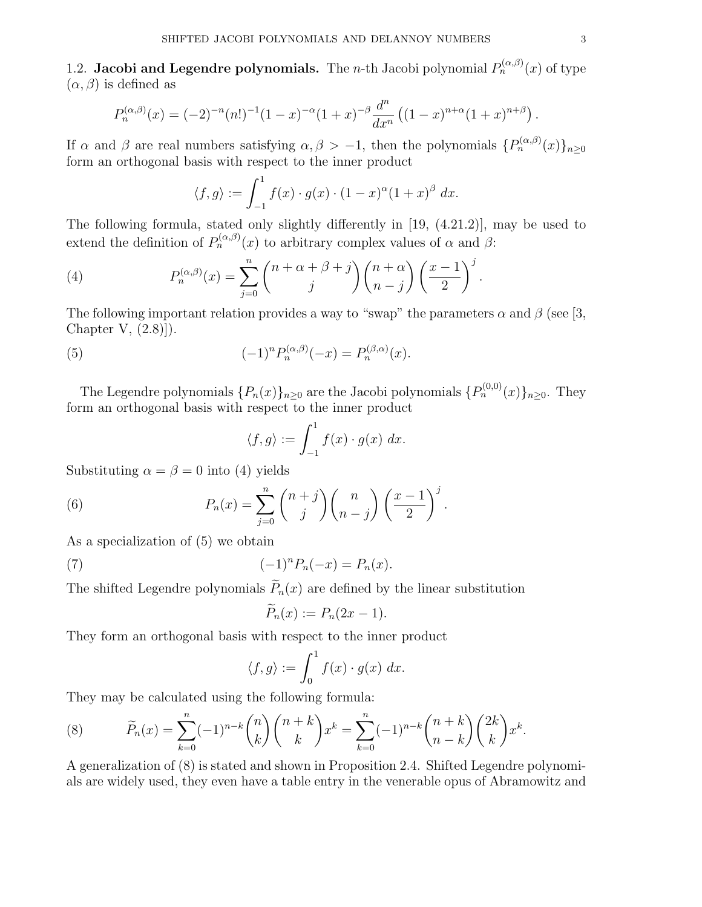### 1.2. Jacobi and Legendre polynomials.

The $n$-th Jacobi polynomial $P_n^{(\alpha,\beta)}(x)$ of type $(\alpha, \beta)$ is defined as

$$P_n^{(\alpha,\beta)}(x) = (-2)^{-n}(n!)^{-1}(1-x)^{-\alpha}(1+x)^{-\beta}\frac{d^n}{dx^n}\left((1-x)^{n+\alpha}(1+x)^{n+\beta}\right).$$

If $\alpha$ and $\beta$ are real numbers satisfying $\alpha, \beta > -1$, then the polynomials $\{P_n^{(\alpha,\beta)}(x)\}_{n\geq 0}$ form an orthogonal basis with respect to the inner product

$$\langle f, g\rangle := \int_{-1}^{1} f(x)\cdot g(x)\cdot (1-x)^{\alpha}(1+x)^{\beta}\ dx.$$

The following formula, stated only slightly differently in [19, (4.21.2)], may be used to extend the definition of $P_n^{(\alpha,\beta)}(x)$ to arbitrary complex values of $\alpha$ and $\beta$:

$$P_n^{(\alpha,\beta)}(x) = \sum_{j=0}^{n}\binom{n+\alpha+\beta+j}{j}\binom{n+\alpha}{n-j}\left(\frac{x-1}{2}\right)^j. \tag{4}$$

The following important relation provides a way to "swap" the parameters $\alpha$ and $\beta$ (see [3, Chapter V, (2.8)]).

$$(-1)^n P_n^{(\alpha,\beta)}(-x) = P_n^{(\beta,\alpha)}(x). \tag{5}$$

The Legendre polynomials $\{P_n(x)\}_{n\geq 0}$ are the Jacobi polynomials $\{P_n^{(0,0)}(x)\}_{n\geq 0}$. They form an orthogonal basis with respect to the inner product

$$\langle f, g\rangle := \int_{-1}^{1} f(x)\cdot g(x)\ dx.$$

Substituting $\alpha = \beta = 0$ into (4) yields

$$P_n(x) = \sum_{j=0}^{n}\binom{n+j}{j}\binom{n}{n-j}\left(\frac{x-1}{2}\right)^j. \tag{6}$$

As a specialization of (5) we obtain

$$(-1)^n P_n(-x) = P_n(x). \tag{7}$$

The shifted Legendre polynomials $\widetilde{P}_n(x)$ are defined by the linear substitution

$$\widetilde{P}_n(x) := P_n(2x-1).$$

They form an orthogonal basis with respect to the inner product

$$\langle f, g\rangle := \int_{0}^{1} f(x)\cdot g(x)\ dx.$$

They may be calculated using the following formula:

$$\widetilde{P}_n(x) = \sum_{k=0}^{n}(-1)^{n-k}\binom{n}{k}\binom{n+k}{k}x^k = \sum_{k=0}^{n}(-1)^{n-k}\binom{n+k}{n-k}\binom{2k}{k}x^k. \tag{8}$$

A generalization of (8) is stated and shown in Proposition 2.4. Shifted Legendre polynomials are widely used, they even have a table entry in the venerable opus of Abramowitz and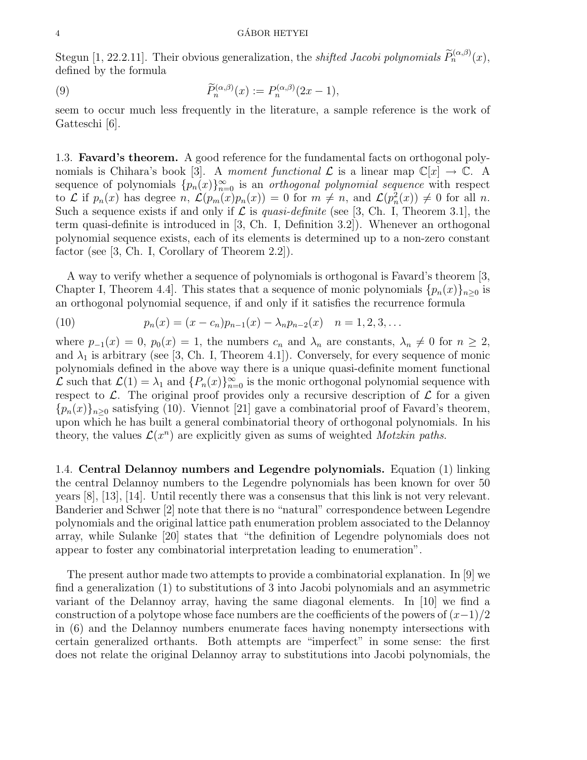Stegun [1, 22.2.11]. Their obvious generalization, the *shifted Jacobi polynomials* $\widetilde{P}_n^{(\alpha,\beta)}(x)$, defined by the formula

$$\widetilde{P}_n^{(\alpha,\beta)}(x) := P_n^{(\alpha,\beta)}(2x-1), \tag{9}$$

seem to occur much less frequently in the literature, a sample reference is the work of Gatteschi [6].

### 1.3. Favard's theorem.

A good reference for the fundamental facts on orthogonal polynomials is Chihara's book [3]. A *moment functional* $\mathcal{L}$ is a linear map $\mathbb{C}[x] \to \mathbb{C}$. A sequence of polynomials $\{p_n(x)\}_{n=0}^{\infty}$ is an *orthogonal polynomial sequence* with respect to $\mathcal{L}$ if $p_n(x)$ has degree $n$, $\mathcal{L}(p_m(x)p_n(x)) = 0$ for $m \neq n$, and $\mathcal{L}(p_n^2(x)) \neq 0$ for all $n$. Such a sequence exists if and only if $\mathcal{L}$ is *quasi-definite* (see [3, Ch. I, Theorem 3.1], the term quasi-definite is introduced in [3, Ch. I, Definition 3.2]). Whenever an orthogonal polynomial sequence exists, each of its elements is determined up to a non-zero constant factor (see [3, Ch. I, Corollary of Theorem 2.2]).

A way to verify whether a sequence of polynomials is orthogonal is Favard's theorem [3, Chapter I, Theorem 4.4]. This states that a sequence of monic polynomials $\{p_n(x)\}_{n\geq 0}$ is an orthogonal polynomial sequence, if and only if it satisfies the recurrence formula

$$p_n(x) = (x - c_n)p_{n-1}(x) - \lambda_n p_{n-2}(x) \quad n = 1, 2, 3, \ldots \tag{10}$$

where $p_{-1}(x) = 0$, $p_0(x) = 1$, the numbers $c_n$ and $\lambda_n$ are constants, $\lambda_n \neq 0$ for $n \geq 2$, and $\lambda_1$ is arbitrary (see [3, Ch. I, Theorem 4.1]). Conversely, for every sequence of monic polynomials defined in the above way there is a unique quasi-definite moment functional $\mathcal{L}$ such that $\mathcal{L}(1) = \lambda_1$ and $\{P_n(x)\}_{n=0}^{\infty}$ is the monic orthogonal polynomial sequence with respect to $\mathcal{L}$. The original proof provides only a recursive description of $\mathcal{L}$ for a given $\{p_n(x)\}_{n\geq 0}$ satisfying (10). Viennot [21] gave a combinatorial proof of Favard's theorem, upon which he has built a general combinatorial theory of orthogonal polynomials. In his theory, the values $\mathcal{L}(x^n)$ are explicitly given as sums of weighted *Motzkin paths*.

### 1.4. Central Delannoy numbers and Legendre polynomials.

Equation (1) linking the central Delannoy numbers to the Legendre polynomials has been known for over 50 years [8], [13], [14]. Until recently there was a consensus that this link is not very relevant. Banderier and Schwer [2] note that there is no "natural" correspondence between Legendre polynomials and the original lattice path enumeration problem associated to the Delannoy array, while Sulanke [20] states that "the definition of Legendre polynomials does not appear to foster any combinatorial interpretation leading to enumeration".

The present author made two attempts to provide a combinatorial explanation. In [9] we find a generalization (1) to substitutions of 3 into Jacobi polynomials and an asymmetric variant of the Delannoy array, having the same diagonal elements. In [10] we find a construction of a polytope whose face numbers are the coefficients of the powers of $(x-1)/2$ in (6) and the Delannoy numbers enumerate faces having nonempty intersections with certain generalized orthants. Both attempts are "imperfect" in some sense: the first does not relate the original Delannoy array to substitutions into Jacobi polynomials, the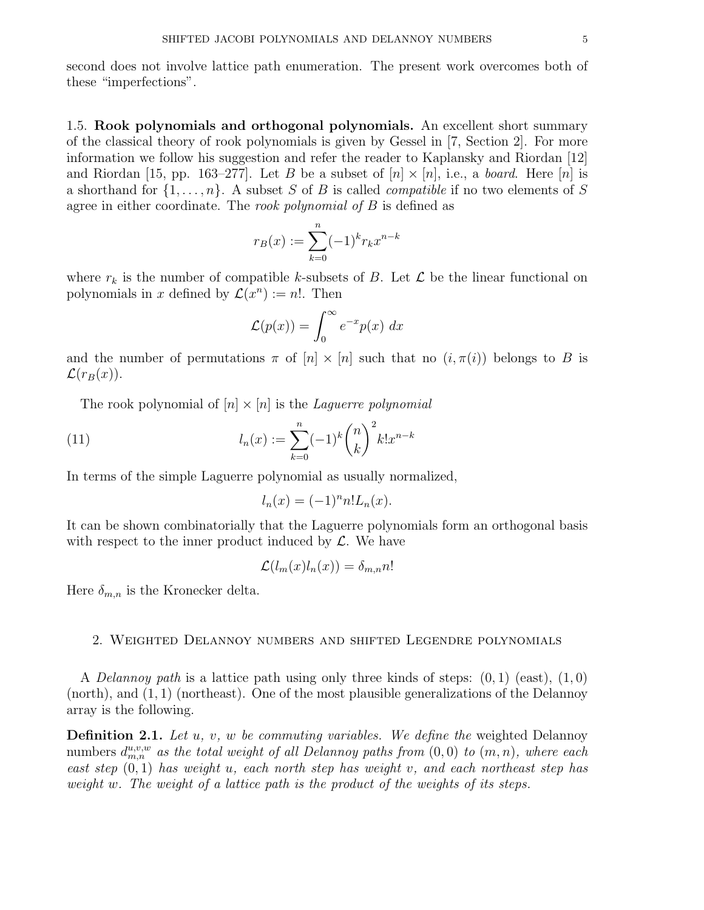second does not involve lattice path enumeration. The present work overcomes both of these "imperfections".

### 1.5. Rook polynomials and orthogonal polynomials.

An excellent short summary of the classical theory of rook polynomials is given by Gessel in [7, Section 2]. For more information we follow his suggestion and refer the reader to Kaplansky and Riordan [12] and Riordan [15, pp. 163–277]. Let $B$ be a subset of $[n] \times [n]$, i.e., a *board*. Here $[n]$ is a shorthand for $\{1, \ldots, n\}$. A subset $S$ of $B$ is called *compatible* if no two elements of $S$ agree in either coordinate. The *rook polynomial of* $B$ is defined as

$$r_B(x) := \sum_{k=0}^{n} (-1)^k r_k x^{n-k}$$

where $r_k$ is the number of compatible $k$-subsets of $B$. Let $\mathcal{L}$ be the linear functional on polynomials in $x$ defined by $\mathcal{L}(x^n) := n!$. Then

$$\mathcal{L}(p(x)) = \int_0^\infty e^{-x} p(x)\ dx$$

and the number of permutations $\pi$ of $[n] \times [n]$ such that no $(i, \pi(i))$ belongs to $B$ is $\mathcal{L}(r_B(x))$.

The rook polynomial of $[n] \times [n]$ is the *Laguerre polynomial*

$$l_n(x) := \sum_{k=0}^{n} (-1)^k \binom{n}{k}^2 k! x^{n-k} \tag{11}$$

In terms of the simple Laguerre polynomial as usually normalized,

$$l_n(x) = (-1)^n n! L_n(x).$$

It can be shown combinatorially that the Laguerre polynomials form an orthogonal basis with respect to the inner product induced by $\mathcal{L}$. We have

$$\mathcal{L}(l_m(x) l_n(x)) = \delta_{m,n} n!$$

Here $\delta_{m,n}$ is the Kronecker delta.

## 2. Weighted Delannoy numbers and shifted Legendre polynomials

A *Delannoy path* is a lattice path using only three kinds of steps: $(0, 1)$ (east), $(1, 0)$ (north), and $(1, 1)$ (northeast). One of the most plausible generalizations of the Delannoy array is the following.

**Definition 2.1.** *Let $u$, $v$, $w$ be commuting variables. We define the* weighted Delannoy numbers $d^{u,v,w}_{m,n}$ *as the total weight of all Delannoy paths from $(0, 0)$ to $(m, n)$, where each east step $(0, 1)$ has weight $u$, each north step has weight $v$, and each northeast step has weight $w$. The weight of a lattice path is the product of the weights of its steps.*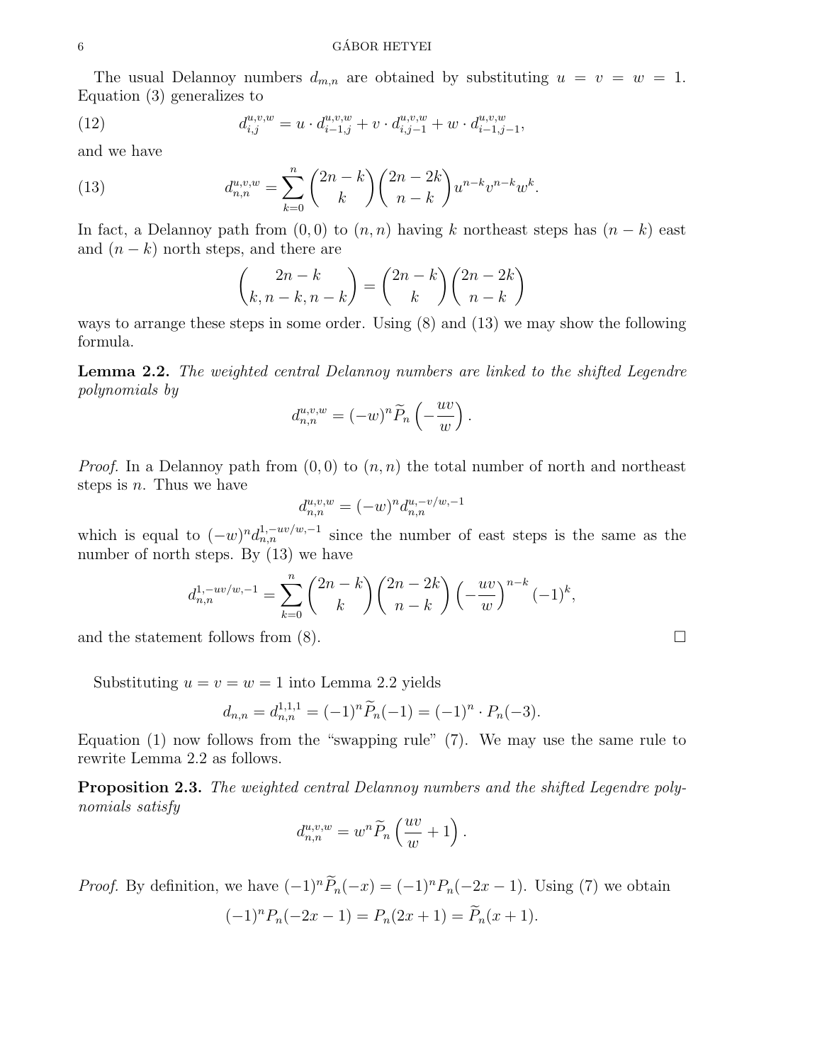The usual Delannoy numbers $d_{m,n}$ are obtained by substituting $u = v = w = 1$. Equation (3) generalizes to

$$d^{u,v,w}_{i,j} = u \cdot d^{u,v,w}_{i-1,j} + v \cdot d^{u,v,w}_{i,j-1} + w \cdot d^{u,v,w}_{i-1,j-1}, \tag{12}$$

and we have

$$d^{u,v,w}_{n,n} = \sum_{k=0}^{n} \binom{2n-k}{k}\binom{2n-2k}{n-k} u^{n-k} v^{n-k} w^{k}. \tag{13}$$

In fact, a Delannoy path from $(0,0)$ to $(n,n)$ having $k$ northeast steps has $(n-k)$ east and $(n-k)$ north steps, and there are

$$\binom{2n-k}{k, n-k, n-k} = \binom{2n-k}{k}\binom{2n-2k}{n-k}$$

ways to arrange these steps in some order. Using (8) and (13) we may show the following formula.

**Lemma 2.2.** *The weighted central Delannoy numbers are linked to the shifted Legendre polynomials by*

$$d^{u,v,w}_{n,n} = (-w)^n \widetilde{P}_n\left(-\frac{uv}{w}\right).$$

*Proof.* In a Delannoy path from $(0,0)$ to $(n,n)$ the total number of north and northeast steps is $n$. Thus we have

$$d^{u,v,w}_{n,n} = (-w)^n d^{u,-v/w,-1}_{n,n}$$

which is equal to $(-w)^n d^{1,-uv/w,-1}_{n,n}$ since the number of east steps is the same as the number of north steps. By (13) we have

$$d^{1,-uv/w,-1}_{n,n} = \sum_{k=0}^{n} \binom{2n-k}{k}\binom{2n-2k}{n-k}\left(-\frac{uv}{w}\right)^{n-k}(-1)^k,$$

and the statement follows from (8). □

Substituting $u = v = w = 1$ into Lemma 2.2 yields

$$d_{n,n} = d^{1,1,1}_{n,n} = (-1)^n \widetilde{P}_n(-1) = (-1)^n \cdot P_n(-3).$$

Equation (1) now follows from the "swapping rule" (7). We may use the same rule to rewrite Lemma 2.2 as follows.

**Proposition 2.3.** *The weighted central Delannoy numbers and the shifted Legendre polynomials satisfy*

$$d^{u,v,w}_{n,n} = w^n \widetilde{P}_n\left(\frac{uv}{w} + 1\right).$$

*Proof.* By definition, we have $(-1)^n \widetilde{P}_n(-x) = (-1)^n P_n(-2x-1)$. Using (7) we obtain

$$(-1)^n P_n(-2x-1) = P_n(2x+1) = \widetilde{P}_n(x+1).$$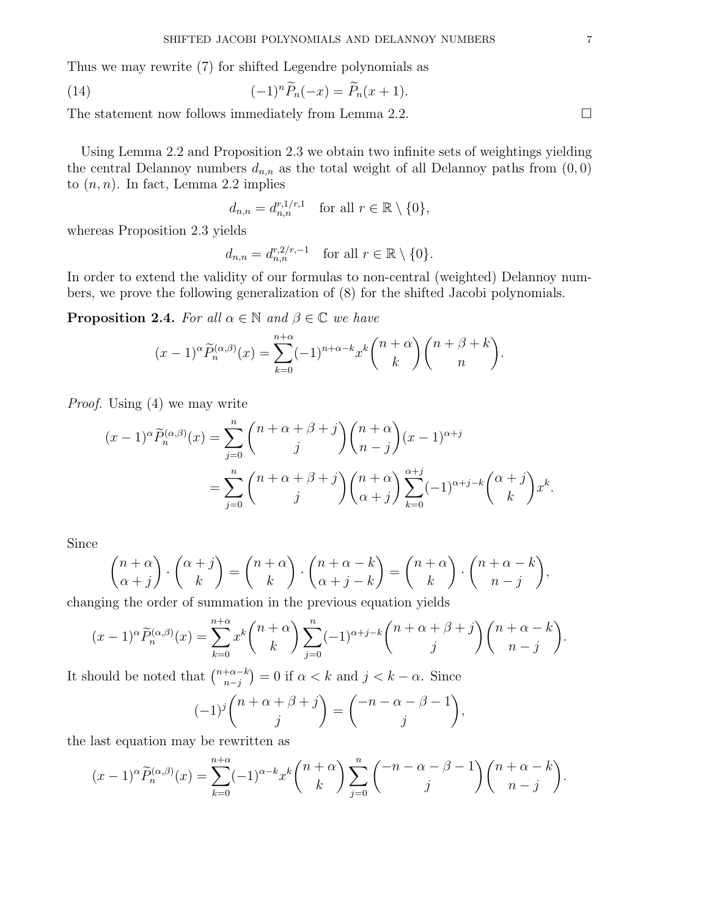Thus we may rewrite (7) for shifted Legendre polynomials as

$$(-1)^n \widetilde{P}_n(-x) = \widetilde{P}_n(x+1). \tag{14}$$

The statement now follows immediately from Lemma 2.2. $\square$

Using Lemma 2.2 and Proposition 2.3 we obtain two infinite sets of weightings yielding the central Delannoy numbers $d_{n,n}$ as the total weight of all Delannoy paths from $(0,0)$ to $(n,n)$. In fact, Lemma 2.2 implies

$$d_{n,n} = d_{n,n}^{r,1/r,1} \quad \text{for all } r \in \mathbb{R} \setminus \{0\},$$

whereas Proposition 2.3 yields

$$d_{n,n} = d_{n,n}^{r,2/r,-1} \quad \text{for all } r \in \mathbb{R} \setminus \{0\}.$$

In order to extend the validity of our formulas to non-central (weighted) Delannoy numbers, we prove the following generalization of (8) for the shifted Jacobi polynomials.

**Proposition 2.4.** *For all $\alpha \in \mathbb{N}$ and $\beta \in \mathbb{C}$ we have*

$$(x-1)^\alpha \widetilde{P}_n^{(\alpha,\beta)}(x) = \sum_{k=0}^{n+\alpha} (-1)^{n+\alpha-k} x^k \binom{n+\alpha}{k} \binom{n+\beta+k}{n}.$$

*Proof.* Using (4) we may write

$$\begin{aligned}
(x-1)^\alpha \widetilde{P}_n^{(\alpha,\beta)}(x) &= \sum_{j=0}^{n} \binom{n+\alpha+\beta+j}{j} \binom{n+\alpha}{n-j} (x-1)^{\alpha+j} \\
&= \sum_{j=0}^{n} \binom{n+\alpha+\beta+j}{j} \binom{n+\alpha}{\alpha+j} \sum_{k=0}^{\alpha+j} (-1)^{\alpha+j-k} \binom{\alpha+j}{k} x^k.
\end{aligned}$$

Since

$$\binom{n+\alpha}{\alpha+j} \cdot \binom{\alpha+j}{k} = \binom{n+\alpha}{k} \cdot \binom{n+\alpha-k}{\alpha+j-k} = \binom{n+\alpha}{k} \cdot \binom{n+\alpha-k}{n-j},$$

changing the order of summation in the previous equation yields

$$(x-1)^\alpha \widetilde{P}_n^{(\alpha,\beta)}(x) = \sum_{k=0}^{n+\alpha} x^k \binom{n+\alpha}{k} \sum_{j=0}^{n} (-1)^{\alpha+j-k} \binom{n+\alpha+\beta+j}{j} \binom{n+\alpha-k}{n-j}.$$

It should be noted that $\binom{n+\alpha-k}{n-j} = 0$ if $\alpha < k$ and $j < k - \alpha$. Since

$$(-1)^j \binom{n+\alpha+\beta+j}{j} = \binom{-n-\alpha-\beta-1}{j},$$

the last equation may be rewritten as

$$(x-1)^\alpha \widetilde{P}_n^{(\alpha,\beta)}(x) = \sum_{k=0}^{n+\alpha} (-1)^{\alpha-k} x^k \binom{n+\alpha}{k} \sum_{j=0}^{n} \binom{-n-\alpha-\beta-1}{j} \binom{n+\alpha-k}{n-j}.$$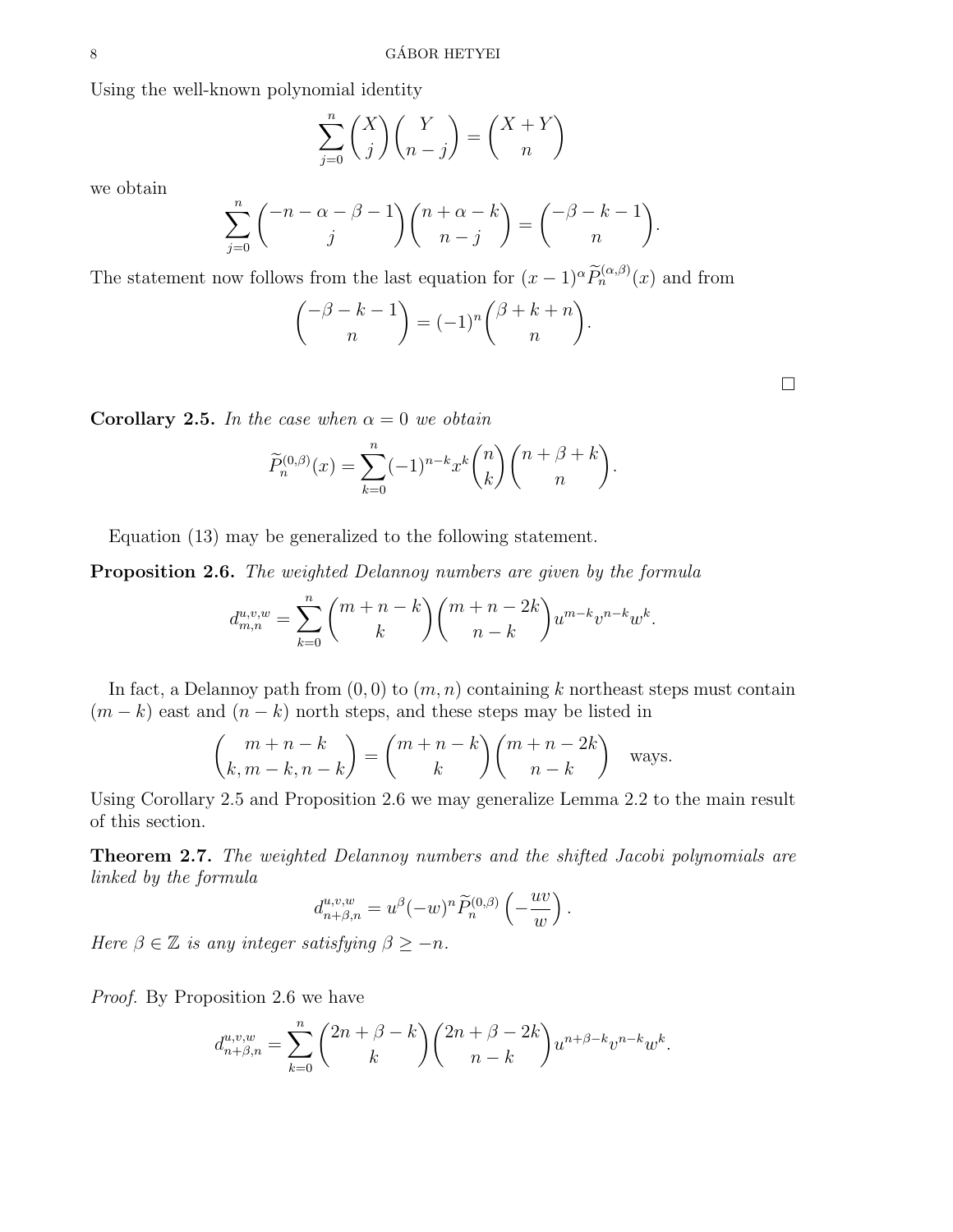Using the well-known polynomial identity

$$\sum_{j=0}^{n} \binom{X}{j}\binom{Y}{n-j} = \binom{X+Y}{n}$$

we obtain

$$\sum_{j=0}^{n} \binom{-n-\alpha-\beta-1}{j}\binom{n+\alpha-k}{n-j} = \binom{-\beta-k-1}{n}.$$

The statement now follows from the last equation for $(x-1)^{\alpha}\widetilde{P}_n^{(\alpha,\beta)}(x)$ and from

$$\binom{-\beta-k-1}{n} = (-1)^n \binom{\beta+k+n}{n}.$$

□

**Corollary 2.5.** *In the case when $\alpha = 0$ we obtain*

$$\widetilde{P}_n^{(0,\beta)}(x) = \sum_{k=0}^{n} (-1)^{n-k} x^k \binom{n}{k}\binom{n+\beta+k}{n}.$$

Equation (13) may be generalized to the following statement.

**Proposition 2.6.** *The weighted Delannoy numbers are given by the formula*

$$d_{m,n}^{u,v,w} = \sum_{k=0}^{n} \binom{m+n-k}{k}\binom{m+n-2k}{n-k} u^{m-k} v^{n-k} w^k.$$

In fact, a Delannoy path from $(0,0)$ to $(m,n)$ containing $k$ northeast steps must contain $(m-k)$ east and $(n-k)$ north steps, and these steps may be listed in

$$\binom{m+n-k}{k, m-k, n-k} = \binom{m+n-k}{k}\binom{m+n-2k}{n-k} \quad \text{ways.}$$

Using Corollary 2.5 and Proposition 2.6 we may generalize Lemma 2.2 to the main result of this section.

**Theorem 2.7.** *The weighted Delannoy numbers and the shifted Jacobi polynomials are linked by the formula*

$$d_{n+\beta,n}^{u,v,w} = u^{\beta}(-w)^n \widetilde{P}_n^{(0,\beta)}\left(-\frac{uv}{w}\right).$$

*Here $\beta \in \mathbb{Z}$ is any integer satisfying $\beta \geq -n$.*

*Proof.* By Proposition 2.6 we have

$$d_{n+\beta,n}^{u,v,w} = \sum_{k=0}^{n} \binom{2n+\beta-k}{k}\binom{2n+\beta-2k}{n-k} u^{n+\beta-k} v^{n-k} w^k.$$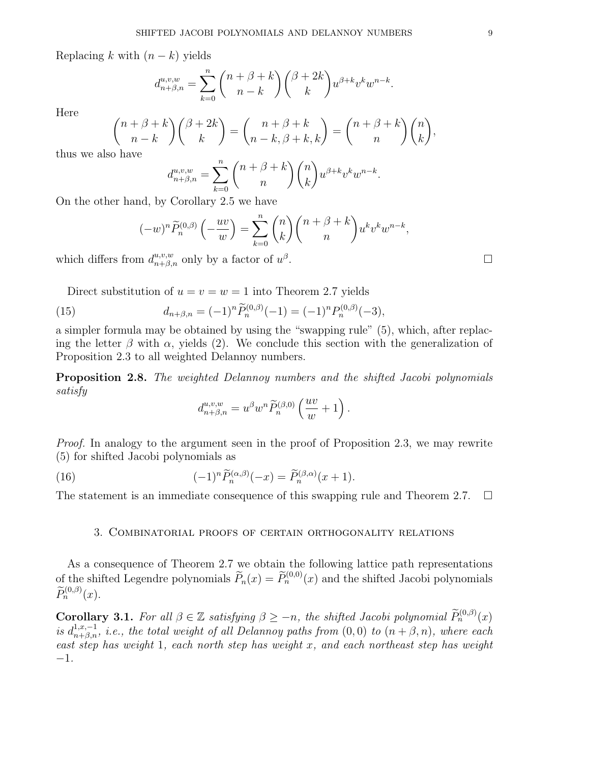Replacing $k$ with $(n-k)$ yields

$$d^{u,v,w}_{n+\beta,n} = \sum_{k=0}^{n} \binom{n+\beta+k}{n-k}\binom{\beta+2k}{k} u^{\beta+k} v^k w^{n-k}.$$

Here

$$\binom{n+\beta+k}{n-k}\binom{\beta+2k}{k} = \binom{n+\beta+k}{n-k,\beta+k,k} = \binom{n+\beta+k}{n}\binom{n}{k},$$

thus we also have

$$d^{u,v,w}_{n+\beta,n} = \sum_{k=0}^{n} \binom{n+\beta+k}{n}\binom{n}{k} u^{\beta+k} v^k w^{n-k}.$$

On the other hand, by Corollary 2.5 we have

$$(-w)^n \widetilde{P}^{(0,\beta)}_n\left(-\frac{uv}{w}\right) = \sum_{k=0}^{n} \binom{n}{k}\binom{n+\beta+k}{n} u^k v^k w^{n-k},$$

which differs from $d^{u,v,w}_{n+\beta,n}$ only by a factor of $u^\beta$. □

Direct substitution of $u=v=w=1$ into Theorem 2.7 yields

$$d_{n+\beta,n} = (-1)^n \widetilde{P}^{(0,\beta)}_n(-1) = (-1)^n P^{(0,\beta)}_n(-3), \tag{15}$$

a simpler formula may be obtained by using the "swapping rule" (5), which, after replacing the letter $\beta$ with $\alpha$, yields (2). We conclude this section with the generalization of Proposition 2.3 to all weighted Delannoy numbers.

**Proposition 2.8.** *The weighted Delannoy numbers and the shifted Jacobi polynomials satisfy*

$$d^{u,v,w}_{n+\beta,n} = u^\beta w^n \widetilde{P}^{(\beta,0)}_n\left(\frac{uv}{w}+1\right).$$

*Proof.* In analogy to the argument seen in the proof of Proposition 2.3, we may rewrite (5) for shifted Jacobi polynomials as

$$(-1)^n \widetilde{P}^{(\alpha,\beta)}_n(-x) = \widetilde{P}^{(\beta,\alpha)}_n(x+1). \tag{16}$$

The statement is an immediate consequence of this swapping rule and Theorem 2.7. □

## 3. Combinatorial proofs of certain orthogonality relations

As a consequence of Theorem 2.7 we obtain the following lattice path representations of the shifted Legendre polynomials $\widetilde{P}_n(x) = \widetilde{P}^{(0,0)}_n(x)$ and the shifted Jacobi polynomials $\widetilde{P}^{(0,\beta)}_n(x)$.

**Corollary 3.1.** *For all $\beta \in \mathbb{Z}$ satisfying $\beta \geq -n$, the shifted Jacobi polynomial $\widetilde{P}^{(0,\beta)}_n(x)$ is $d^{1,x,-1}_{n+\beta,n}$, i.e., the total weight of all Delannoy paths from $(0,0)$ to $(n+\beta,n)$, where each east step has weight $1$, each north step has weight $x$, and each northeast step has weight $-1$.*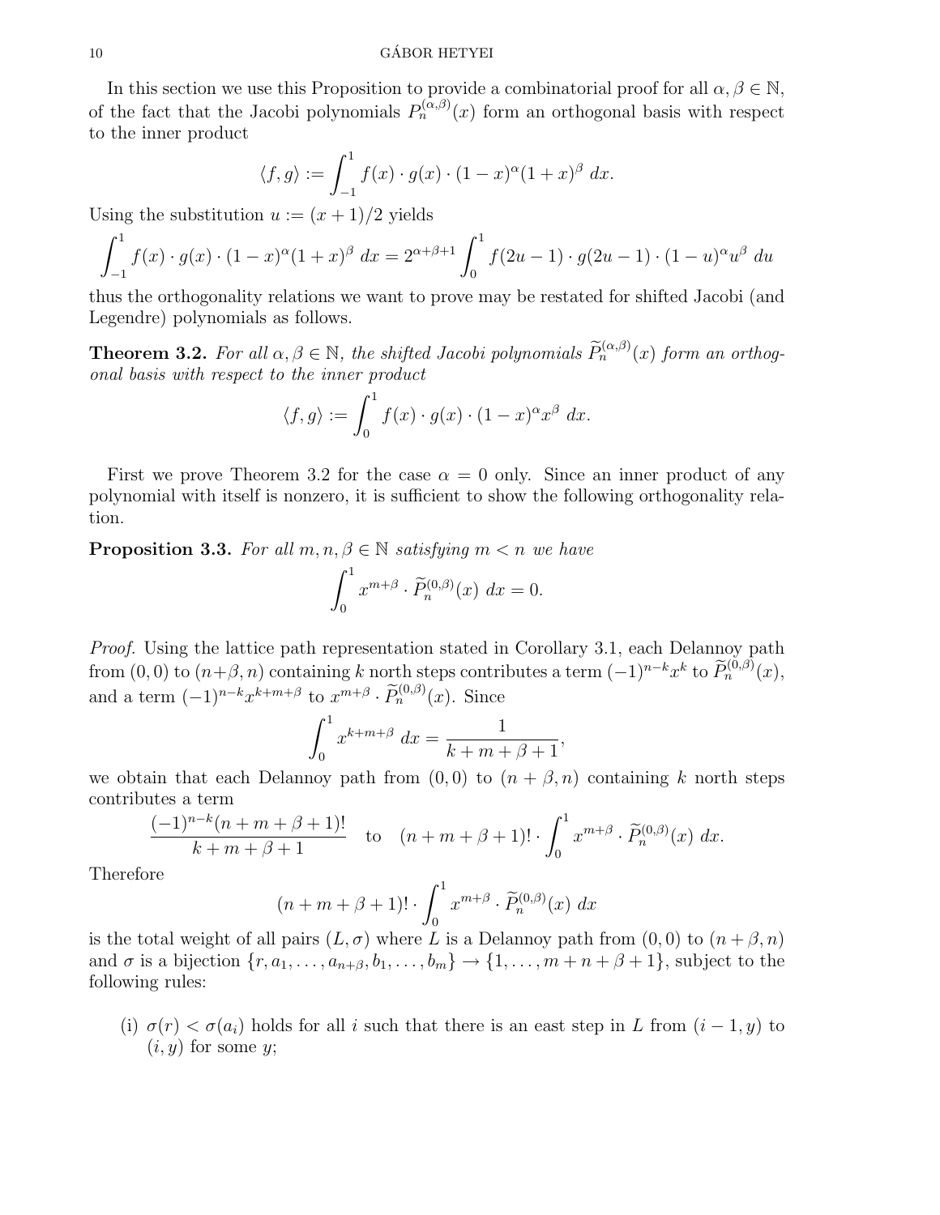In this section we use this Proposition to provide a combinatorial proof for all $\alpha, \beta \in \mathbb{N}$, of the fact that the Jacobi polynomials $P_n^{(\alpha,\beta)}(x)$ form an orthogonal basis with respect to the inner product

$$\langle f, g \rangle := \int_{-1}^{1} f(x) \cdot g(x) \cdot (1-x)^{\alpha}(1+x)^{\beta} \ dx.$$

Using the substitution $u := (x+1)/2$ yields

$$\int_{-1}^{1} f(x) \cdot g(x) \cdot (1-x)^{\alpha}(1+x)^{\beta} \ dx = 2^{\alpha+\beta+1} \int_{0}^{1} f(2u-1) \cdot g(2u-1) \cdot (1-u)^{\alpha} u^{\beta} \ du$$

thus the orthogonality relations we want to prove may be restated for shifted Jacobi (and Legendre) polynomials as follows.

**Theorem 3.2.** *For all $\alpha, \beta \in \mathbb{N}$, the shifted Jacobi polynomials $\widetilde{P}_n^{(\alpha,\beta)}(x)$ form an orthogonal basis with respect to the inner product*

$$\langle f, g \rangle := \int_{0}^{1} f(x) \cdot g(x) \cdot (1-x)^{\alpha} x^{\beta} \ dx.$$

First we prove Theorem 3.2 for the case $\alpha = 0$ only. Since an inner product of any polynomial with itself is nonzero, it is sufficient to show the following orthogonality relation.

**Proposition 3.3.** *For all $m, n, \beta \in \mathbb{N}$ satisfying $m < n$ we have*

$$\int_{0}^{1} x^{m+\beta} \cdot \widetilde{P}_n^{(0,\beta)}(x) \ dx = 0.$$

*Proof.* Using the lattice path representation stated in Corollary 3.1, each Delannoy path from $(0,0)$ to $(n+\beta, n)$ containing $k$ north steps contributes a term $(-1)^{n-k}x^k$ to $\widetilde{P}_n^{(0,\beta)}(x)$, and a term $(-1)^{n-k}x^{k+m+\beta}$ to $x^{m+\beta} \cdot \widetilde{P}_n^{(0,\beta)}(x)$. Since

$$\int_{0}^{1} x^{k+m+\beta} \ dx = \frac{1}{k+m+\beta+1},$$

we obtain that each Delannoy path from $(0,0)$ to $(n+\beta, n)$ containing $k$ north steps contributes a term

$$\frac{(-1)^{n-k}(n+m+\beta+1)!}{k+m+\beta+1} \quad \text{to} \quad (n+m+\beta+1)! \cdot \int_{0}^{1} x^{m+\beta} \cdot \widetilde{P}_n^{(0,\beta)}(x) \ dx.$$

Therefore

$$(n+m+\beta+1)! \cdot \int_{0}^{1} x^{m+\beta} \cdot \widetilde{P}_n^{(0,\beta)}(x) \ dx$$

is the total weight of all pairs $(L, \sigma)$ where $L$ is a Delannoy path from $(0,0)$ to $(n+\beta, n)$ and $\sigma$ is a bijection $\{r, a_1, \ldots, a_{n+\beta}, b_1, \ldots, b_m\} \to \{1, \ldots, m+n+\beta+1\}$, subject to the following rules:

(i) $\sigma(r) < \sigma(a_i)$ holds for all $i$ such that there is an east step in $L$ from $(i-1, y)$ to $(i, y)$ for some $y$;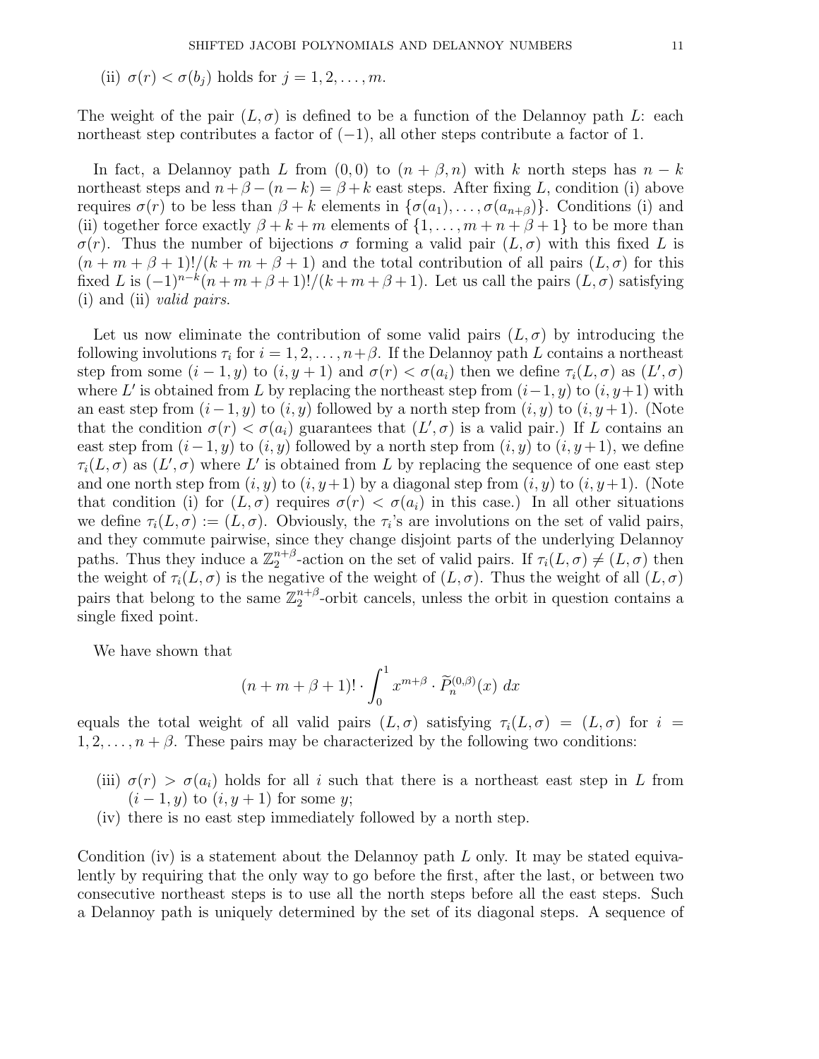(ii) $\sigma(r) < \sigma(b_j)$ holds for $j = 1, 2, \ldots, m$.

The weight of the pair $(L, \sigma)$ is defined to be a function of the Delannoy path $L$: each northeast step contributes a factor of $(-1)$, all other steps contribute a factor of 1.

In fact, a Delannoy path $L$ from $(0, 0)$ to $(n + \beta, n)$ with $k$ north steps has $n - k$ northeast steps and $n+\beta-(n-k) = \beta+k$ east steps. After fixing $L$, condition (i) above requires $\sigma(r)$ to be less than $\beta + k$ elements in $\{\sigma(a_1), \ldots, \sigma(a_{n+\beta})\}$. Conditions (i) and (ii) together force exactly $\beta + k + m$ elements of $\{1, \ldots, m + n + \beta + 1\}$ to be more than $\sigma(r)$. Thus the number of bijections $\sigma$ forming a valid pair $(L, \sigma)$ with this fixed $L$ is $(n + m + \beta + 1)!/(k + m + \beta + 1)$ and the total contribution of all pairs $(L, \sigma)$ for this fixed $L$ is $(-1)^{n-k}(n+m+\beta+1)!/(k+m+\beta+1)$. Let us call the pairs $(L, \sigma)$ satisfying (i) and (ii) *valid pairs*.

Let us now eliminate the contribution of some valid pairs $(L, \sigma)$ by introducing the following involutions $\tau_i$ for $i = 1, 2, \ldots, n+\beta$. If the Delannoy path $L$ contains a northeast step from some $(i - 1, y)$ to $(i, y + 1)$ and $\sigma(r) < \sigma(a_i)$ then we define $\tau_i(L, \sigma)$ as $(L', \sigma)$ where $L'$ is obtained from $L$ by replacing the northeast step from $(i-1, y)$ to $(i, y+1)$ with an east step from $(i-1, y)$ to $(i, y)$ followed by a north step from $(i, y)$ to $(i, y+1)$. (Note that the condition $\sigma(r) < \sigma(a_i)$ guarantees that $(L', \sigma)$ is a valid pair.) If $L$ contains an east step from $(i-1, y)$ to $(i, y)$ followed by a north step from $(i, y)$ to $(i, y+1)$, we define $\tau_i(L, \sigma)$ as $(L', \sigma)$ where $L'$ is obtained from $L$ by replacing the sequence of one east step and one north step from $(i, y)$ to $(i, y+1)$ by a diagonal step from $(i, y)$ to $(i, y+1)$. (Note that condition (i) for $(L, \sigma)$ requires $\sigma(r) < \sigma(a_i)$ in this case.) In all other situations we define $\tau_i(L, \sigma) := (L, \sigma)$. Obviously, the $\tau_i$'s are involutions on the set of valid pairs, and they commute pairwise, since they change disjoint parts of the underlying Delannoy paths. Thus they induce a $\mathbb{Z}_2^{n+\beta}$-action on the set of valid pairs. If $\tau_i(L, \sigma) \neq (L, \sigma)$ then the weight of $\tau_i(L, \sigma)$ is the negative of the weight of $(L, \sigma)$. Thus the weight of all $(L, \sigma)$ pairs that belong to the same $\mathbb{Z}_2^{n+\beta}$-orbit cancels, unless the orbit in question contains a single fixed point.

We have shown that

$$(n + m + \beta + 1)! \cdot \int_0^1 x^{m+\beta} \cdot \widetilde{P}_n^{(0,\beta)}(x)\, dx$$

equals the total weight of all valid pairs $(L, \sigma)$ satisfying $\tau_i(L, \sigma) = (L, \sigma)$ for $i = 1, 2, \ldots, n + \beta$. These pairs may be characterized by the following two conditions:

(iii) $\sigma(r) > \sigma(a_i)$ holds for all $i$ such that there is a northeast east step in $L$ from $(i - 1, y)$ to $(i, y + 1)$ for some $y$;

(iv) there is no east step immediately followed by a north step.

Condition (iv) is a statement about the Delannoy path $L$ only. It may be stated equivalently by requiring that the only way to go before the first, after the last, or between two consecutive northeast steps is to use all the north steps before all the east steps. Such a Delannoy path is uniquely determined by the set of its diagonal steps. A sequence of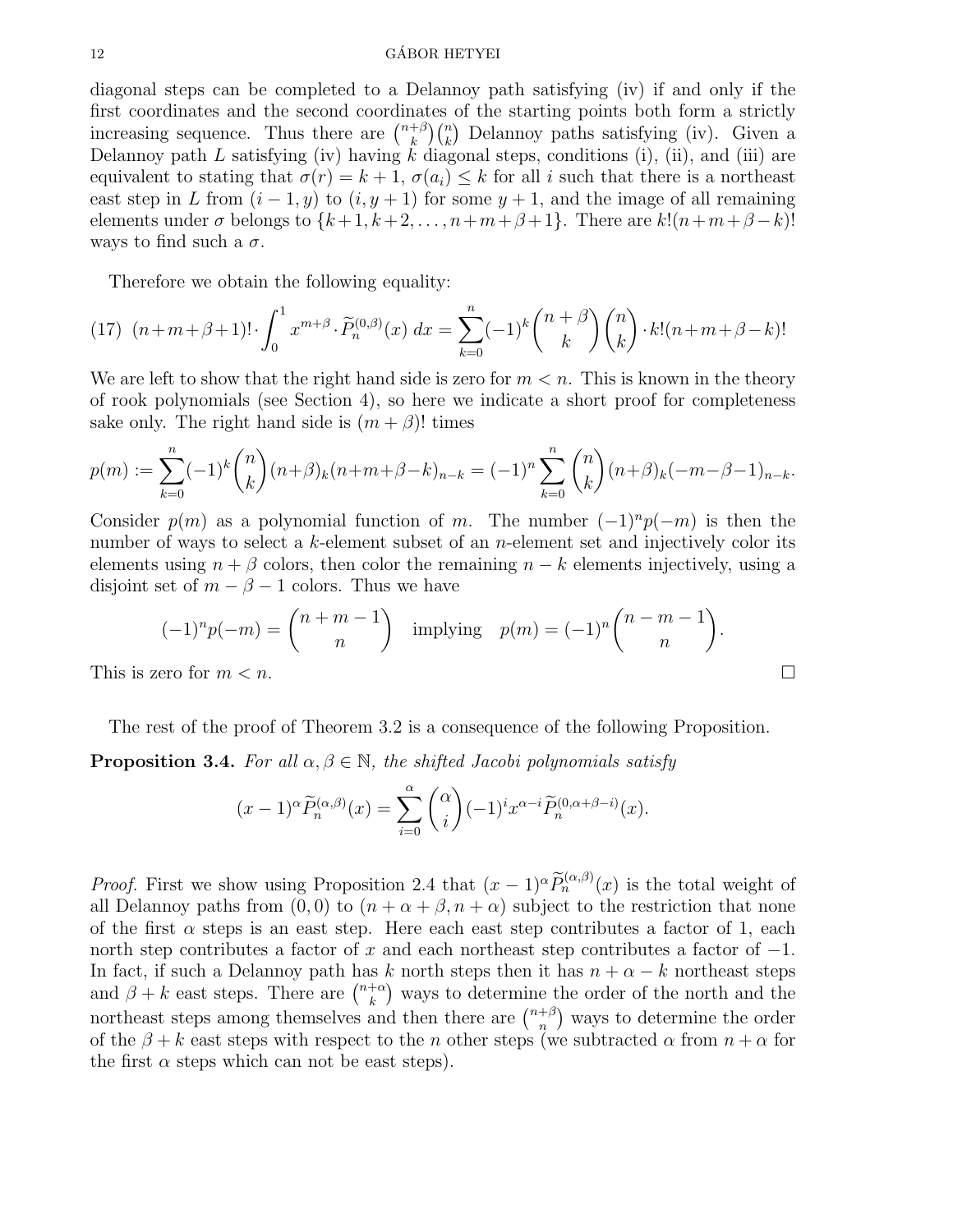diagonal steps can be completed to a Delannoy path satisfying (iv) if and only if the first coordinates and the second coordinates of the starting points both form a strictly increasing sequence. Thus there are $\binom{n+\beta}{k}\binom{n}{k}$ Delannoy paths satisfying (iv). Given a Delannoy path $L$ satisfying (iv) having $k$ diagonal steps, conditions (i), (ii), and (iii) are equivalent to stating that $\sigma(r)=k+1$, $\sigma(a_i)\leq k$ for all $i$ such that there is a northeast east step in $L$ from $(i-1,y)$ to $(i,y+1)$ for some $y+1$, and the image of all remaining elements under $\sigma$ belongs to $\{k+1,k+2,\ldots,n+m+\beta+1\}$. There are $k!(n+m+\beta-k)!$ ways to find such a $\sigma$.

Therefore we obtain the following equality:

$$(17)\quad (n+m+\beta+1)!\cdot\int_0^1 x^{m+\beta}\cdot\widetilde{P}_n^{(0,\beta)}(x)\,dx=\sum_{k=0}^{n}(-1)^k\binom{n+\beta}{k}\binom{n}{k}\cdot k!(n+m+\beta-k)!$$

We are left to show that the right hand side is zero for $m<n$. This is known in the theory of rook polynomials (see Section 4), so here we indicate a short proof for completeness sake only. The right hand side is $(m+\beta)!$ times

$$p(m):=\sum_{k=0}^{n}(-1)^k\binom{n}{k}(n+\beta)_k(n+m+\beta-k)_{n-k}=(-1)^n\sum_{k=0}^{n}\binom{n}{k}(n+\beta)_k(-m-\beta-1)_{n-k}.$$

Consider $p(m)$ as a polynomial function of $m$. The number $(-1)^n p(-m)$ is then the number of ways to select a $k$-element subset of an $n$-element set and injectively color its elements using $n+\beta$ colors, then color the remaining $n-k$ elements injectively, using a disjoint set of $m-\beta-1$ colors. Thus we have

$$(-1)^n p(-m)=\binom{n+m-1}{n}\quad\text{implying}\quad p(m)=(-1)^n\binom{n-m-1}{n}.$$

This is zero for $m<n$. □

The rest of the proof of Theorem 3.2 is a consequence of the following Proposition.

**Proposition 3.4.** *For all $\alpha,\beta\in\mathbb{N}$, the shifted Jacobi polynomials satisfy*

$$(x-1)^{\alpha}\widetilde{P}_n^{(\alpha,\beta)}(x)=\sum_{i=0}^{\alpha}\binom{\alpha}{i}(-1)^i x^{\alpha-i}\widetilde{P}_n^{(0,\alpha+\beta-i)}(x).$$

*Proof.* First we show using Proposition 2.4 that $(x-1)^{\alpha}\widetilde{P}_n^{(\alpha,\beta)}(x)$ is the total weight of all Delannoy paths from $(0,0)$ to $(n+\alpha+\beta,n+\alpha)$ subject to the restriction that none of the first $\alpha$ steps is an east step. Here each east step contributes a factor of 1, each north step contributes a factor of $x$ and each northeast step contributes a factor of $-1$. In fact, if such a Delannoy path has $k$ north steps then it has $n+\alpha-k$ northeast steps and $\beta+k$ east steps. There are $\binom{n+\alpha}{k}$ ways to determine the order of the north and the northeast steps among themselves and then there are $\binom{n+\beta}{n}$ ways to determine the order of the $\beta+k$ east steps with respect to the $n$ other steps (we subtracted $\alpha$ from $n+\alpha$ for the first $\alpha$ steps which can not be east steps).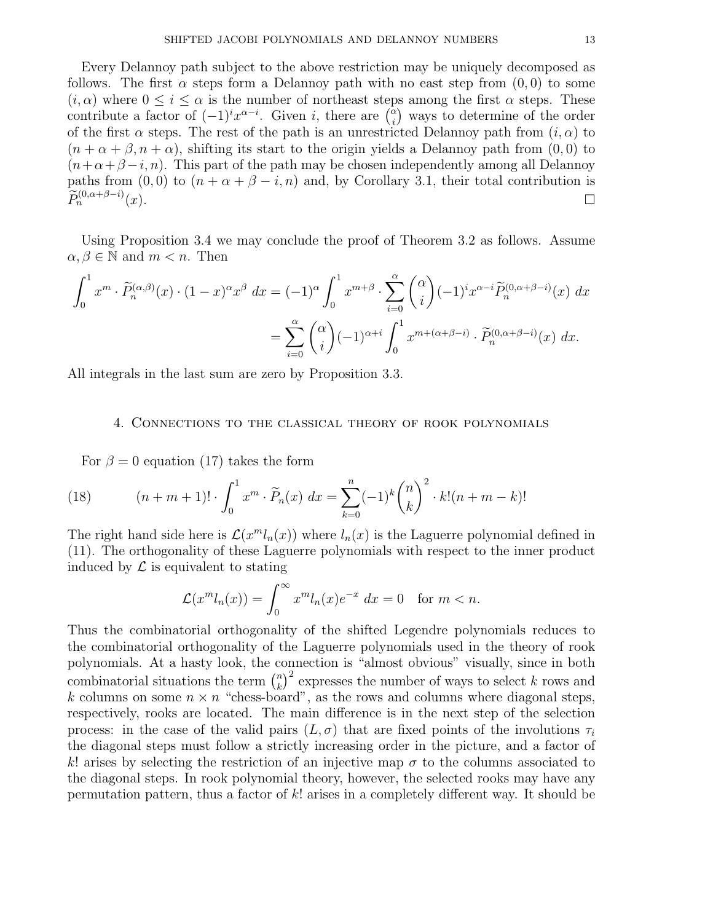Every Delannoy path subject to the above restriction may be uniquely decomposed as follows. The first $\alpha$ steps form a Delannoy path with no east step from $(0,0)$ to some $(i,\alpha)$ where $0 \leq i \leq \alpha$ is the number of northeast steps among the first $\alpha$ steps. These contribute a factor of $(-1)^i x^{\alpha-i}$. Given $i$, there are $\binom{\alpha}{i}$ ways to determine of the order of the first $\alpha$ steps. The rest of the path is an unrestricted Delannoy path from $(i,\alpha)$ to $(n+\alpha+\beta, n+\alpha)$, shifting its start to the origin yields a Delannoy path from $(0,0)$ to $(n+\alpha+\beta-i, n)$. This part of the path may be chosen independently among all Delannoy paths from $(0,0)$ to $(n+\alpha+\beta-i, n)$ and, by Corollary 3.1, their total contribution is $\widetilde{P}_n^{(0,\alpha+\beta-i)}(x)$. □

Using Proposition 3.4 we may conclude the proof of Theorem 3.2 as follows. Assume $\alpha, \beta \in \mathbb{N}$ and $m < n$. Then

$$\int_0^1 x^m \cdot \widetilde{P}_n^{(\alpha,\beta)}(x) \cdot (1-x)^\alpha x^\beta \, dx = (-1)^\alpha \int_0^1 x^{m+\beta} \cdot \sum_{i=0}^{\alpha} \binom{\alpha}{i} (-1)^i x^{\alpha-i} \widetilde{P}_n^{(0,\alpha+\beta-i)}(x) \, dx$$

$$= \sum_{i=0}^{\alpha} \binom{\alpha}{i} (-1)^{\alpha+i} \int_0^1 x^{m+(\alpha+\beta-i)} \cdot \widetilde{P}_n^{(0,\alpha+\beta-i)}(x) \, dx.$$

All integrals in the last sum are zero by Proposition 3.3.

## 4. Connections to the classical theory of rook polynomials

For $\beta = 0$ equation (17) takes the form

$$(n+m+1)! \cdot \int_0^1 x^m \cdot \widetilde{P}_n(x) \, dx = \sum_{k=0}^{n} (-1)^k \binom{n}{k}^2 \cdot k!(n+m-k)! \tag{18}$$

The right hand side here is $\mathcal{L}(x^m l_n(x))$ where $l_n(x)$ is the Laguerre polynomial defined in (11). The orthogonality of these Laguerre polynomials with respect to the inner product induced by $\mathcal{L}$ is equivalent to stating

$$\mathcal{L}(x^m l_n(x)) = \int_0^\infty x^m l_n(x) e^{-x} \, dx = 0 \quad \text{for } m < n.$$

Thus the combinatorial orthogonality of the shifted Legendre polynomials reduces to the combinatorial orthogonality of the Laguerre polynomials used in the theory of rook polynomials. At a hasty look, the connection is "almost obvious" visually, since in both combinatorial situations the term $\binom{n}{k}^2$ expresses the number of ways to select $k$ rows and $k$ columns on some $n \times n$ "chess-board", as the rows and columns where diagonal steps, respectively, rooks are located. The main difference is in the next step of the selection process: in the case of the valid pairs $(L, \sigma)$ that are fixed points of the involutions $\tau_i$ the diagonal steps must follow a strictly increasing order in the picture, and a factor of $k!$ arises by selecting the restriction of an injective map $\sigma$ to the columns associated to the diagonal steps. In rook polynomial theory, however, the selected rooks may have any permutation pattern, thus a factor of $k!$ arises in a completely different way. It should be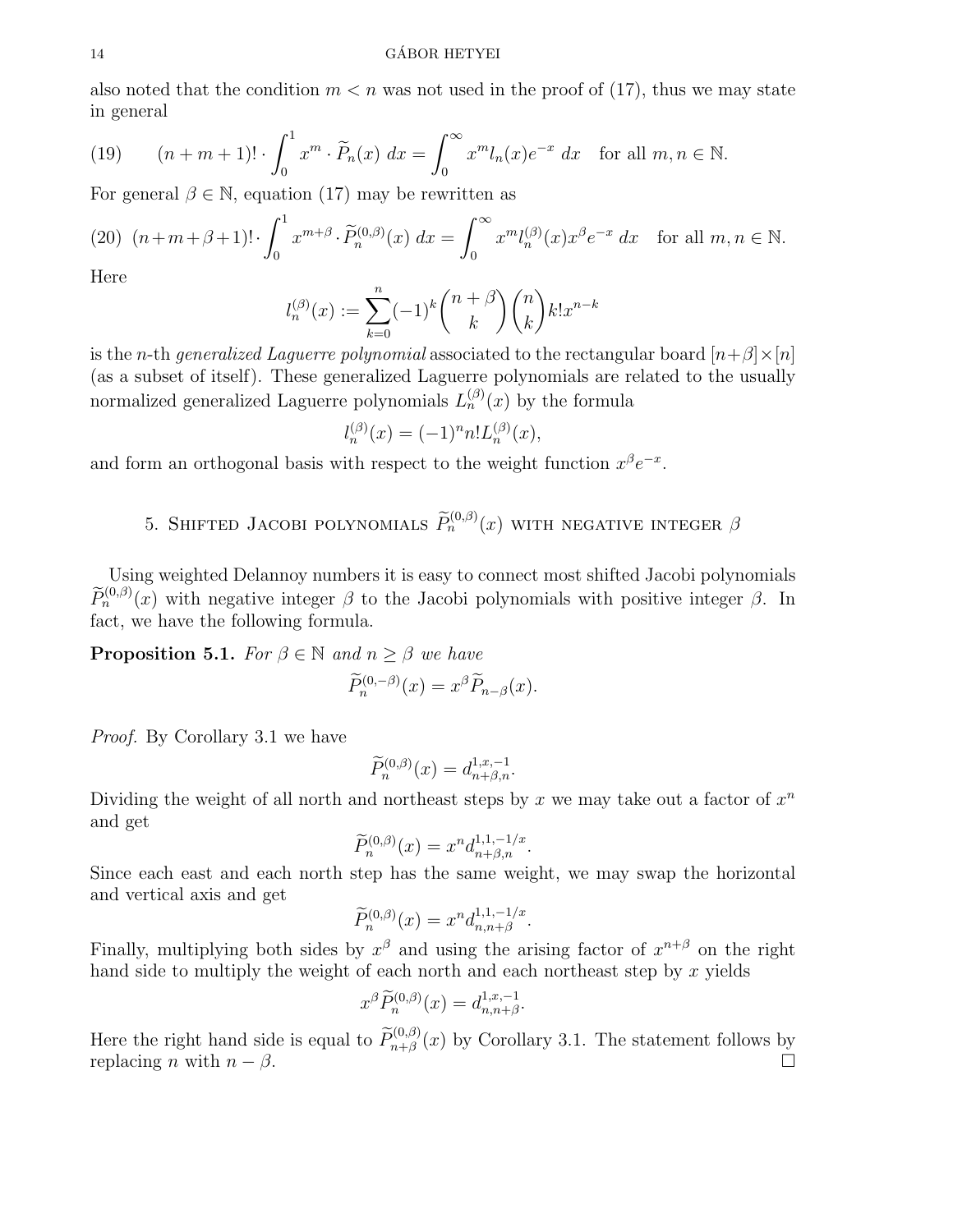also noted that the condition $m < n$ was not used in the proof of (17), thus we may state in general

$$(n+m+1)! \cdot \int_0^1 x^m \cdot \widetilde{P}_n(x)\ dx = \int_0^\infty x^m l_n(x) e^{-x}\ dx \quad \text{for all } m, n \in \mathbb{N}. \tag{19}$$

For general $\beta \in \mathbb{N}$, equation (17) may be rewritten as

$$(n+m+\beta+1)! \cdot \int_0^1 x^{m+\beta} \cdot \widetilde{P}_n^{(0,\beta)}(x)\ dx = \int_0^\infty x^m l_n^{(\beta)}(x) x^\beta e^{-x}\ dx \quad \text{for all } m, n \in \mathbb{N}. \tag{20}$$

Here

$$l_n^{(\beta)}(x) := \sum_{k=0}^{n} (-1)^k \binom{n+\beta}{k} \binom{n}{k} k! x^{n-k}$$

is the $n$-th *generalized Laguerre polynomial* associated to the rectangular board $[n+\beta] \times [n]$ (as a subset of itself). These generalized Laguerre polynomials are related to the usually normalized generalized Laguerre polynomials $L_n^{(\beta)}(x)$ by the formula

$$l_n^{(\beta)}(x) = (-1)^n n! L_n^{(\beta)}(x),$$

and form an orthogonal basis with respect to the weight function $x^\beta e^{-x}$.

## 5. Shifted Jacobi polynomials $\widetilde{P}_n^{(0,\beta)}(x)$ with negative integer $\beta$

Using weighted Delannoy numbers it is easy to connect most shifted Jacobi polynomials $\widetilde{P}_n^{(0,\beta)}(x)$ with negative integer $\beta$ to the Jacobi polynomials with positive integer $\beta$. In fact, we have the following formula.

**Proposition 5.1.** *For $\beta \in \mathbb{N}$ and $n \geq \beta$ we have*

$$\widetilde{P}_n^{(0,-\beta)}(x) = x^\beta \widetilde{P}_{n-\beta}(x).$$

*Proof.* By Corollary 3.1 we have

$$\widetilde{P}_n^{(0,\beta)}(x) = d_{n+\beta,n}^{1,x,-1}.$$

Dividing the weight of all north and northeast steps by $x$ we may take out a factor of $x^n$ and get

$$\widetilde{P}_n^{(0,\beta)}(x) = x^n d_{n+\beta,n}^{1,1,-1/x}.$$

Since each east and each north step has the same weight, we may swap the horizontal and vertical axis and get

$$\widetilde{P}_n^{(0,\beta)}(x) = x^n d_{n,n+\beta}^{1,1,-1/x}.$$

Finally, multiplying both sides by $x^\beta$ and using the arising factor of $x^{n+\beta}$ on the right hand side to multiply the weight of each north and each northeast step by $x$ yields

$$x^\beta \widetilde{P}_n^{(0,\beta)}(x) = d_{n,n+\beta}^{1,x,-1}.$$

Here the right hand side is equal to $\widetilde{P}_{n+\beta}^{(0,\beta)}(x)$ by Corollary 3.1. The statement follows by replacing $n$ with $n - \beta$. $\square$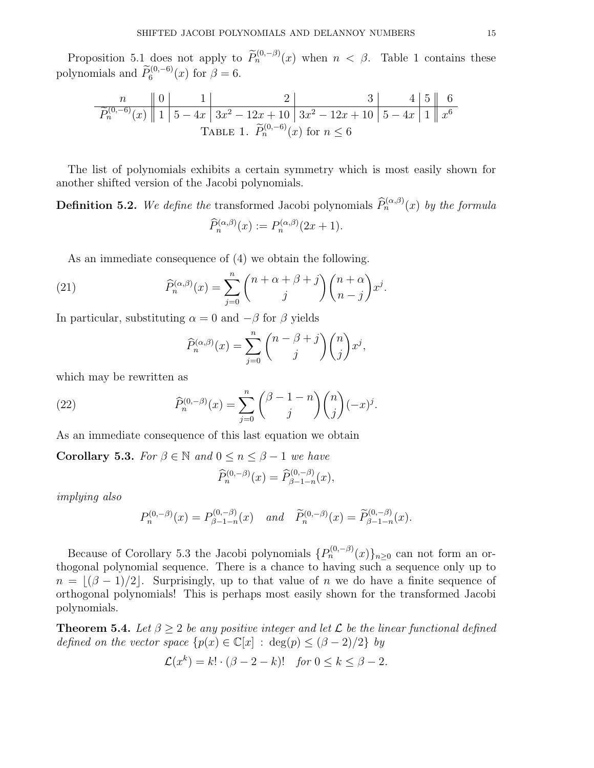Proposition 5.1 does not apply to $\widetilde{P}_n^{(0,-\beta)}(x)$ when $n < \beta$. Table 1 contains these polynomials and $\widetilde{P}_6^{(0,-6)}(x)$ for $\beta = 6$.

| $n$ | 0 | 1 | 2 | 3 | 4 | 5 | 6 |
|---|---|---|---|---|---|---|---|
| $\widetilde{P}_n^{(0,-6)}(x)$ | 1 | $5-4x$ | $3x^2-12x+10$ | $3x^2-12x+10$ | $5-4x$ | 1 | $x^6$ |

TABLE 1. $\widetilde{P}_n^{(0,-6)}(x)$ for $n \leq 6$

The list of polynomials exhibits a certain symmetry which is most easily shown for another shifted version of the Jacobi polynomials.

**Definition 5.2.** *We define the* transformed Jacobi polynomials $\widehat{P}_n^{(\alpha,\beta)}(x)$ *by the formula*

$$\widehat{P}_n^{(\alpha,\beta)}(x) := P_n^{(\alpha,\beta)}(2x+1).$$

As an immediate consequence of (4) we obtain the following.

$$\widehat{P}_n^{(\alpha,\beta)}(x) = \sum_{j=0}^{n} \binom{n+\alpha+\beta+j}{j}\binom{n+\alpha}{n-j} x^j. \tag{21}$$

In particular, substituting $\alpha = 0$ and $-\beta$ for $\beta$ yields

$$\widehat{P}_n^{(\alpha,\beta)}(x) = \sum_{j=0}^{n} \binom{n-\beta+j}{j}\binom{n}{j} x^j,$$

which may be rewritten as

$$\widehat{P}_n^{(0,-\beta)}(x) = \sum_{j=0}^{n} \binom{\beta-1-n}{j}\binom{n}{j} (-x)^j. \tag{22}$$

As an immediate consequence of this last equation we obtain

**Corollary 5.3.** *For $\beta \in \mathbb{N}$ and $0 \leq n \leq \beta - 1$ we have*

$$\widehat{P}_n^{(0,-\beta)}(x) = \widehat{P}_{\beta-1-n}^{(0,-\beta)}(x),$$

*implying also*

$$P_n^{(0,-\beta)}(x) = P_{\beta-1-n}^{(0,-\beta)}(x) \quad \textit{and} \quad \widetilde{P}_n^{(0,-\beta)}(x) = \widetilde{P}_{\beta-1-n}^{(0,-\beta)}(x).$$

Because of Corollary 5.3 the Jacobi polynomials $\{P_n^{(0,-\beta)}(x)\}_{n\geq 0}$ can not form an orthogonal polynomial sequence. There is a chance to having such a sequence only up to $n = \lfloor (\beta-1)/2 \rfloor$. Surprisingly, up to that value of $n$ we do have a finite sequence of orthogonal polynomials! This is perhaps most easily shown for the transformed Jacobi polynomials.

**Theorem 5.4.** *Let $\beta \geq 2$ be any positive integer and let $\mathcal{L}$ be the linear functional defined defined on the vector space $\{p(x) \in \mathbb{C}[x] : \deg(p) \leq (\beta-2)/2\}$ by*

$$\mathcal{L}(x^k) = k! \cdot (\beta - 2 - k)! \quad \textit{for } 0 \leq k \leq \beta - 2.$$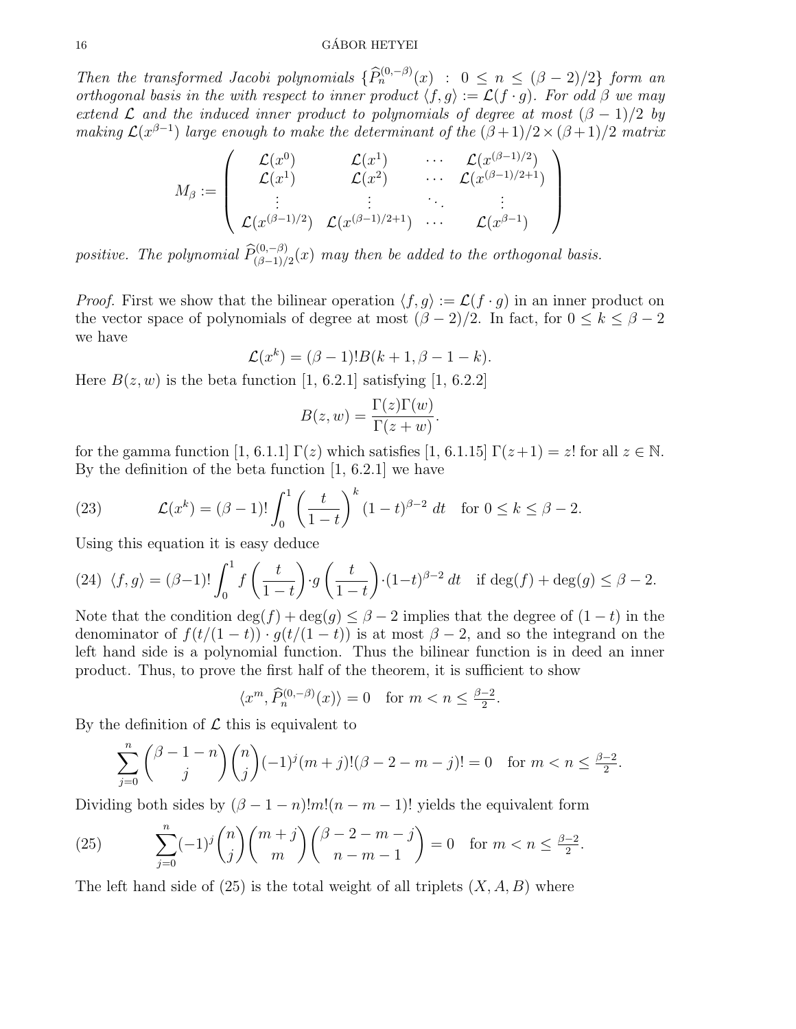*Then the transformed Jacobi polynomials $\{\widehat{P}_n^{(0,-\beta)}(x) \ : \ 0 \leq n \leq (\beta-2)/2\}$ form an orthogonal basis in the with respect to inner product $\langle f, g\rangle := \mathcal{L}(f\cdot g)$. For odd $\beta$ we may extend $\mathcal{L}$ and the induced inner product to polynomials of degree at most $(\beta-1)/2$ by making $\mathcal{L}(x^{\beta-1})$ large enough to make the determinant of the $(\beta+1)/2\times(\beta+1)/2$ matrix*

$$M_\beta := \begin{pmatrix} \mathcal{L}(x^0) & \mathcal{L}(x^1) & \cdots & \mathcal{L}(x^{(\beta-1)/2}) \\ \mathcal{L}(x^1) & \mathcal{L}(x^2) & \cdots & \mathcal{L}(x^{(\beta-1)/2+1}) \\ \vdots & \vdots & \ddots & \vdots \\ \mathcal{L}(x^{(\beta-1)/2}) & \mathcal{L}(x^{(\beta-1)/2+1}) & \cdots & \mathcal{L}(x^{\beta-1}) \end{pmatrix}$$

*positive. The polynomial $\widehat{P}_{(\beta-1)/2}^{(0,-\beta)}(x)$ may then be added to the orthogonal basis.*

*Proof.* First we show that the bilinear operation $\langle f, g\rangle := \mathcal{L}(f\cdot g)$ in an inner product on the vector space of polynomials of degree at most $(\beta-2)/2$. In fact, for $0 \leq k \leq \beta-2$ we have

$$\mathcal{L}(x^k) = (\beta-1)!B(k+1, \beta-1-k).$$

Here $B(z,w)$ is the beta function [1, 6.2.1] satisfying [1, 6.2.2]

$$B(z,w) = \frac{\Gamma(z)\Gamma(w)}{\Gamma(z+w)}.$$

for the gamma function [1, 6.1.1] $\Gamma(z)$ which satisfies [1, 6.1.15] $\Gamma(z+1) = z!$ for all $z\in\mathbb{N}$. By the definition of the beta function [1, 6.2.1] we have

$$\mathcal{L}(x^k) = (\beta-1)!\int_0^1 \left(\frac{t}{1-t}\right)^k (1-t)^{\beta-2}\ dt \quad \text{for } 0\leq k\leq \beta-2. \tag{23}$$

Using this equation it is easy deduce

$$\langle f, g\rangle = (\beta-1)!\int_0^1 f\left(\frac{t}{1-t}\right)\cdot g\left(\frac{t}{1-t}\right)\cdot(1-t)^{\beta-2}\,dt \quad \text{if } \deg(f)+\deg(g)\leq \beta-2. \tag{24}$$

Note that the condition $\deg(f)+\deg(g)\leq\beta-2$ implies that the degree of $(1-t)$ in the denominator of $f(t/(1-t))\cdot g(t/(1-t))$ is at most $\beta-2$, and so the integrand on the left hand side is a polynomial function. Thus the bilinear function is in deed an inner product. Thus, to prove the first half of the theorem, it is sufficient to show

$$\langle x^m, \widehat{P}_n^{(0,-\beta)}(x)\rangle = 0 \quad \text{for } m < n \leq \tfrac{\beta-2}{2}.$$

By the definition of $\mathcal{L}$ this is equivalent to

$$\sum_{j=0}^n \binom{\beta-1-n}{j}\binom{n}{j}(-1)^j(m+j)!(\beta-2-m-j)! = 0 \quad \text{for } m < n \leq \tfrac{\beta-2}{2}.$$

Dividing both sides by $(\beta-1-n)!m!(n-m-1)!$ yields the equivalent form

$$\sum_{j=0}^n (-1)^j\binom{n}{j}\binom{m+j}{m}\binom{\beta-2-m-j}{n-m-1} = 0 \quad \text{for } m < n \leq \tfrac{\beta-2}{2}. \tag{25}$$

The left hand side of (25) is the total weight of all triplets $(X, A, B)$ where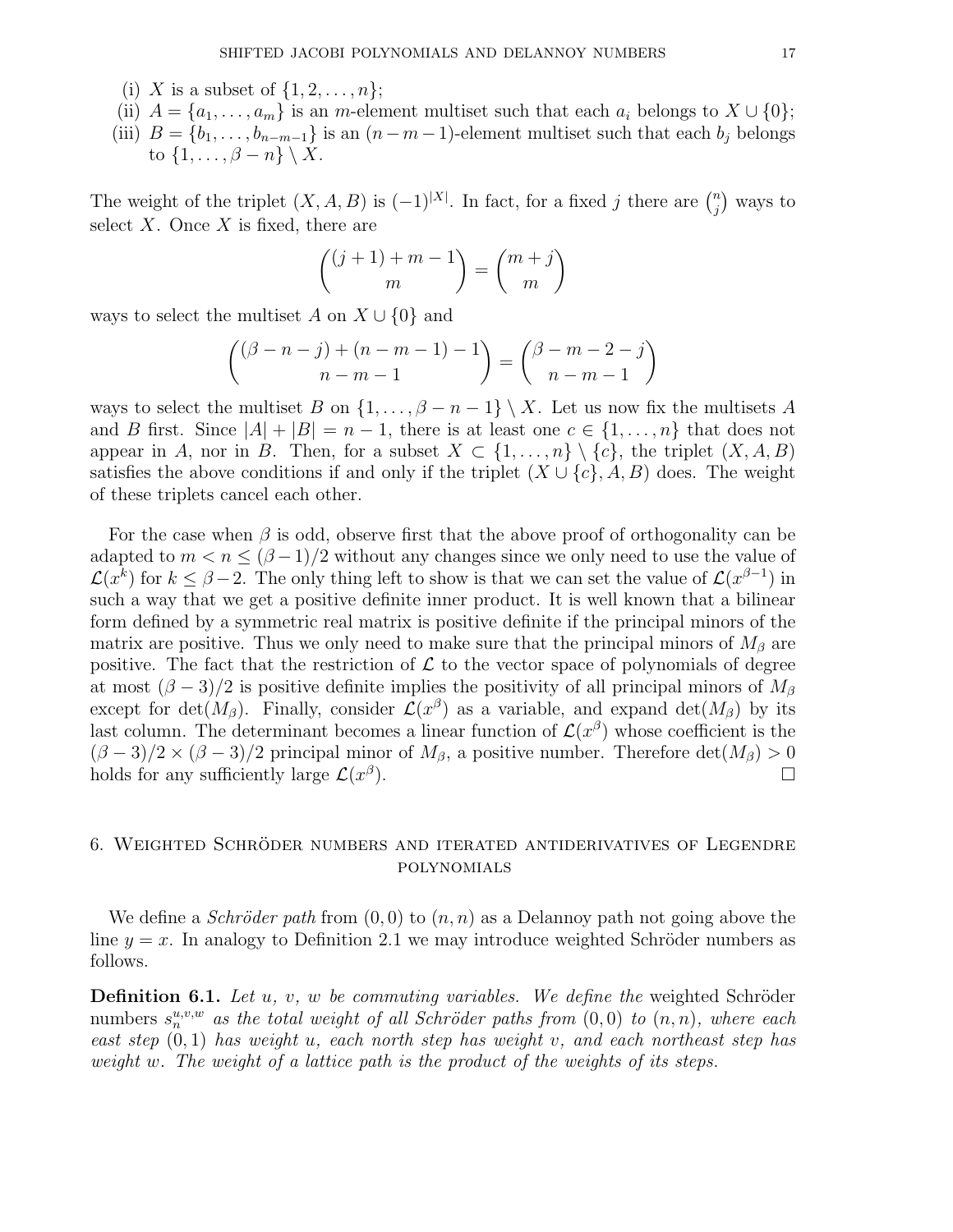(i) $X$ is a subset of $\{1, 2, \ldots, n\}$;

(ii) $A = \{a_1, \ldots, a_m\}$ is an $m$-element multiset such that each $a_i$ belongs to $X \cup \{0\}$;

(iii) $B = \{b_1, \ldots, b_{n-m-1}\}$ is an $(n-m-1)$-element multiset such that each $b_j$ belongs to $\{1, \ldots, \beta - n\} \setminus X$.

The weight of the triplet $(X, A, B)$ is $(-1)^{|X|}$. In fact, for a fixed $j$ there are $\binom{n}{j}$ ways to select $X$. Once $X$ is fixed, there are

$$\binom{(j+1)+m-1}{m} = \binom{m+j}{m}$$

ways to select the multiset $A$ on $X \cup \{0\}$ and

$$\binom{(\beta-n-j)+(n-m-1)-1}{n-m-1} = \binom{\beta-m-2-j}{n-m-1}$$

ways to select the multiset $B$ on $\{1, \ldots, \beta-n-1\} \setminus X$. Let us now fix the multisets $A$ and $B$ first. Since $|A| + |B| = n - 1$, there is at least one $c \in \{1, \ldots, n\}$ that does not appear in $A$, nor in $B$. Then, for a subset $X \subset \{1, \ldots, n\} \setminus \{c\}$, the triplet $(X, A, B)$ satisfies the above conditions if and only if the triplet $(X \cup \{c\}, A, B)$ does. The weight of these triplets cancel each other.

For the case when $\beta$ is odd, observe first that the above proof of orthogonality can be adapted to $m < n \leq (\beta-1)/2$ without any changes since we only need to use the value of $\mathcal{L}(x^k)$ for $k \leq \beta - 2$. The only thing left to show is that we can set the value of $\mathcal{L}(x^{\beta-1})$ in such a way that we get a positive definite inner product. It is well known that a bilinear form defined by a symmetric real matrix is positive definite if the principal minors of the matrix are positive. Thus we only need to make sure that the principal minors of $M_\beta$ are positive. The fact that the restriction of $\mathcal{L}$ to the vector space of polynomials of degree at most $(\beta-3)/2$ is positive definite implies the positivity of all principal minors of $M_\beta$ except for $\det(M_\beta)$. Finally, consider $\mathcal{L}(x^\beta)$ as a variable, and expand $\det(M_\beta)$ by its last column. The determinant becomes a linear function of $\mathcal{L}(x^\beta)$ whose coefficient is the $(\beta-3)/2 \times (\beta-3)/2$ principal minor of $M_\beta$, a positive number. Therefore $\det(M_\beta) > 0$ holds for any sufficiently large $\mathcal{L}(x^\beta)$. $\square$

## 6. Weighted Schröder numbers and iterated antiderivatives of Legendre polynomials

We define a *Schröder path* from $(0,0)$ to $(n,n)$ as a Delannoy path not going above the line $y = x$. In analogy to Definition 2.1 we may introduce weighted Schröder numbers as follows.

**Definition 6.1.** *Let $u$, $v$, $w$ be commuting variables. We define the* weighted Schröder numbers *$s_n^{u,v,w}$ as the total weight of all Schröder paths from $(0,0)$ to $(n,n)$, where each east step $(0,1)$ has weight $u$, each north step has weight $v$, and each northeast step has weight $w$. The weight of a lattice path is the product of the weights of its steps.*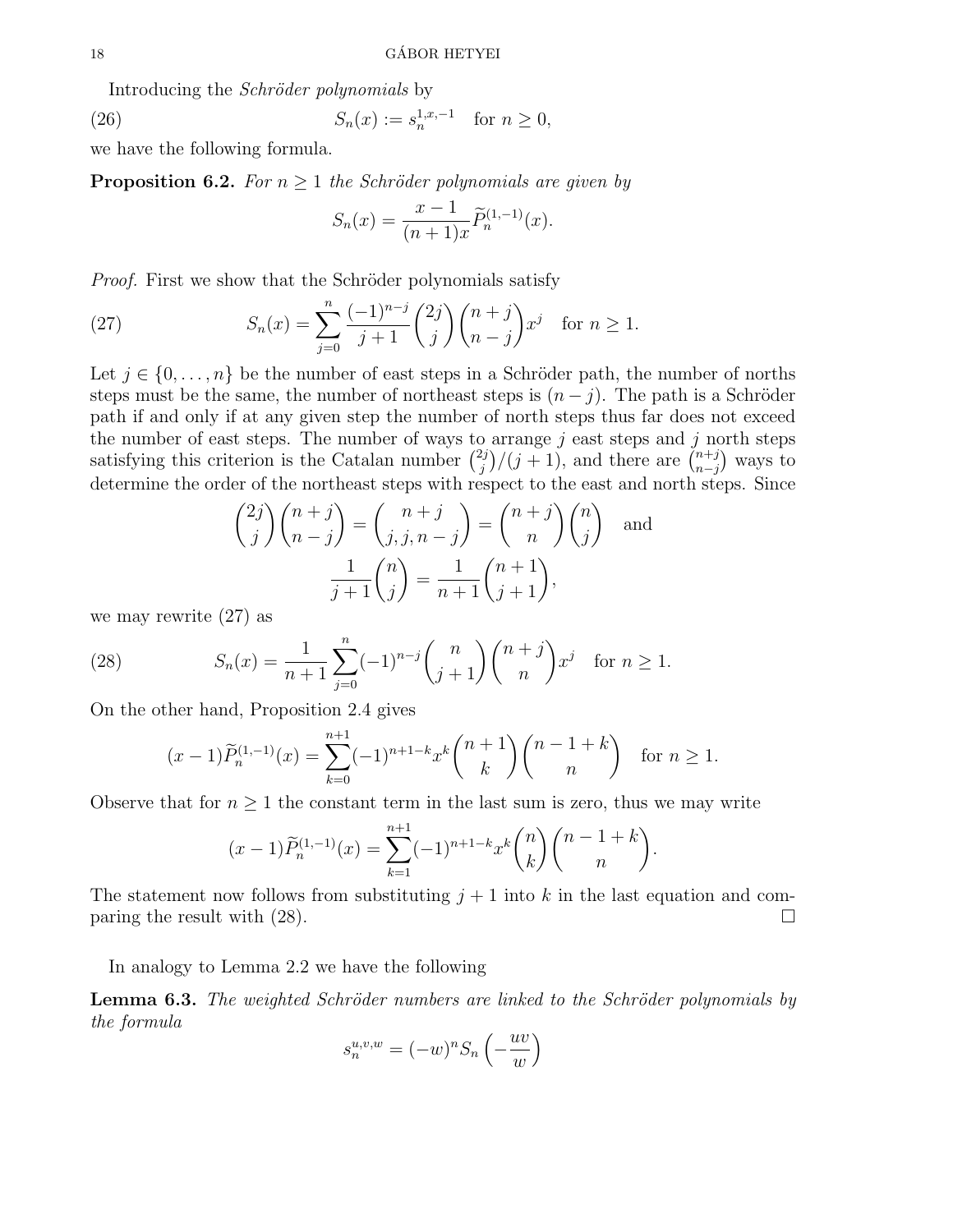Introducing the *Schröder polynomials* by

$$S_n(x) := s_n^{1,x,-1} \quad \text{for } n \geq 0, \tag{26}$$

we have the following formula.

**Proposition 6.2.** *For $n \geq 1$ the Schröder polynomials are given by*

$$S_n(x) = \frac{x-1}{(n+1)x} \widetilde{P}_n^{(1,-1)}(x).$$

*Proof.* First we show that the Schröder polynomials satisfy

$$S_n(x) = \sum_{j=0}^{n} \frac{(-1)^{n-j}}{j+1} \binom{2j}{j} \binom{n+j}{n-j} x^j \quad \text{for } n \geq 1. \tag{27}$$

Let $j \in \{0, \ldots, n\}$ be the number of east steps in a Schröder path, the number of norths steps must be the same, the number of northeast steps is $(n-j)$. The path is a Schröder path if and only if at any given step the number of north steps thus far does not exceed the number of east steps. The number of ways to arrange $j$ east steps and $j$ north steps satisfying this criterion is the Catalan number $\binom{2j}{j}/(j+1)$, and there are $\binom{n+j}{n-j}$ ways to determine the order of the northeast steps with respect to the east and north steps. Since

$$\binom{2j}{j}\binom{n+j}{n-j} = \binom{n+j}{j, j, n-j} = \binom{n+j}{n}\binom{n}{j} \quad \text{and}$$

$$\frac{1}{j+1}\binom{n}{j} = \frac{1}{n+1}\binom{n+1}{j+1},$$

we may rewrite (27) as

$$S_n(x) = \frac{1}{n+1} \sum_{j=0}^{n} (-1)^{n-j} \binom{n}{j+1} \binom{n+j}{n} x^j \quad \text{for } n \geq 1. \tag{28}$$

On the other hand, Proposition 2.4 gives

$$(x-1)\widetilde{P}_n^{(1,-1)}(x) = \sum_{k=0}^{n+1} (-1)^{n+1-k} x^k \binom{n+1}{k} \binom{n-1+k}{n} \quad \text{for } n \geq 1.$$

Observe that for $n \geq 1$ the constant term in the last sum is zero, thus we may write

$$(x-1)\widetilde{P}_n^{(1,-1)}(x) = \sum_{k=1}^{n+1} (-1)^{n+1-k} x^k \binom{n}{k} \binom{n-1+k}{n}.$$

The statement now follows from substituting $j+1$ into $k$ in the last equation and comparing the result with (28). $\square$

In analogy to Lemma 2.2 we have the following

**Lemma 6.3.** *The weighted Schröder numbers are linked to the Schröder polynomials by the formula*

$$s_n^{u,v,w} = (-w)^n S_n\left(-\frac{uv}{w}\right)$$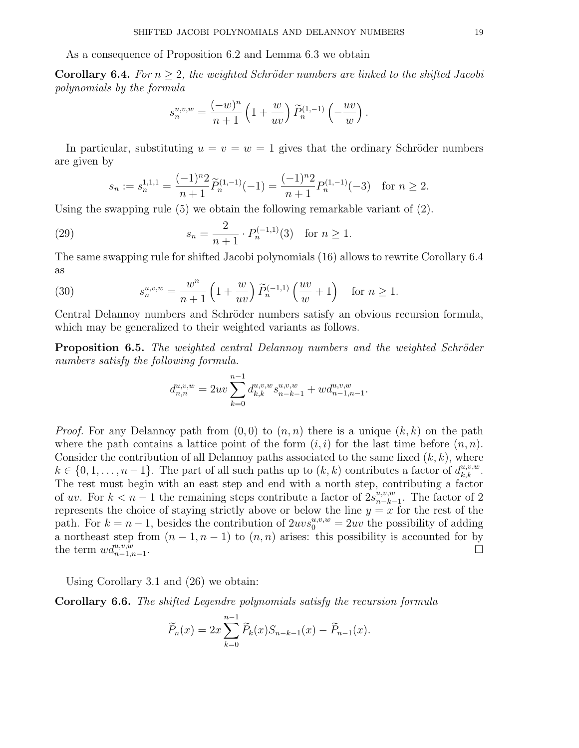As a consequence of Proposition 6.2 and Lemma 6.3 we obtain

**Corollary 6.4.** *For $n \geq 2$, the weighted Schröder numbers are linked to the shifted Jacobi polynomials by the formula*

$$s_n^{u,v,w} = \frac{(-w)^n}{n+1}\left(1+\frac{w}{uv}\right)\widetilde{P}_n^{(1,-1)}\left(-\frac{uv}{w}\right).$$

In particular, substituting $u = v = w = 1$ gives that the ordinary Schröder numbers are given by

$$s_n := s_n^{1,1,1} = \frac{(-1)^n 2}{n+1}\widetilde{P}_n^{(1,-1)}(-1) = \frac{(-1)^n 2}{n+1}P_n^{(1,-1)}(-3) \quad \text{for } n \geq 2.$$

Using the swapping rule (5) we obtain the following remarkable variant of (2).

$$s_n = \frac{2}{n+1}\cdot P_n^{(-1,1)}(3) \quad \text{for } n \geq 1. \tag{29}$$

The same swapping rule for shifted Jacobi polynomials (16) allows to rewrite Corollary 6.4 as

$$s_n^{u,v,w} = \frac{w^n}{n+1}\left(1+\frac{w}{uv}\right)\widetilde{P}_n^{(-1,1)}\left(\frac{uv}{w}+1\right) \quad \text{for } n \geq 1. \tag{30}$$

Central Delannoy numbers and Schröder numbers satisfy an obvious recursion formula, which may be generalized to their weighted variants as follows.

**Proposition 6.5.** *The weighted central Delannoy numbers and the weighted Schröder numbers satisfy the following formula.*

$$d_{n,n}^{u,v,w} = 2uv\sum_{k=0}^{n-1} d_{k,k}^{u,v,w}s_{n-k-1}^{u,v,w} + wd_{n-1,n-1}^{u,v,w}.$$

*Proof.* For any Delannoy path from $(0,0)$ to $(n,n)$ there is a unique $(k,k)$ on the path where the path contains a lattice point of the form $(i,i)$ for the last time before $(n,n)$. Consider the contribution of all Delannoy paths associated to the same fixed $(k,k)$, where $k \in \{0,1,\ldots,n-1\}$. The part of all such paths up to $(k,k)$ contributes a factor of $d_{k,k}^{u,v,w}$. The rest must begin with an east step and end with a north step, contributing a factor of $uv$. For $k < n-1$ the remaining steps contribute a factor of $2s_{n-k-1}^{u,v,w}$. The factor of 2 represents the choice of staying strictly above or below the line $y = x$ for the rest of the path. For $k = n-1$, besides the contribution of $2uvs_0^{u,v,w} = 2uv$ the possibility of adding a northeast step from $(n-1,n-1)$ to $(n,n)$ arises: this possibility is accounted for by the term $wd_{n-1,n-1}^{u,v,w}$. ☐

Using Corollary 3.1 and (26) we obtain:

**Corollary 6.6.** *The shifted Legendre polynomials satisfy the recursion formula*

$$\widetilde{P}_n(x) = 2x\sum_{k=0}^{n-1}\widetilde{P}_k(x)S_{n-k-1}(x) - \widetilde{P}_{n-1}(x).$$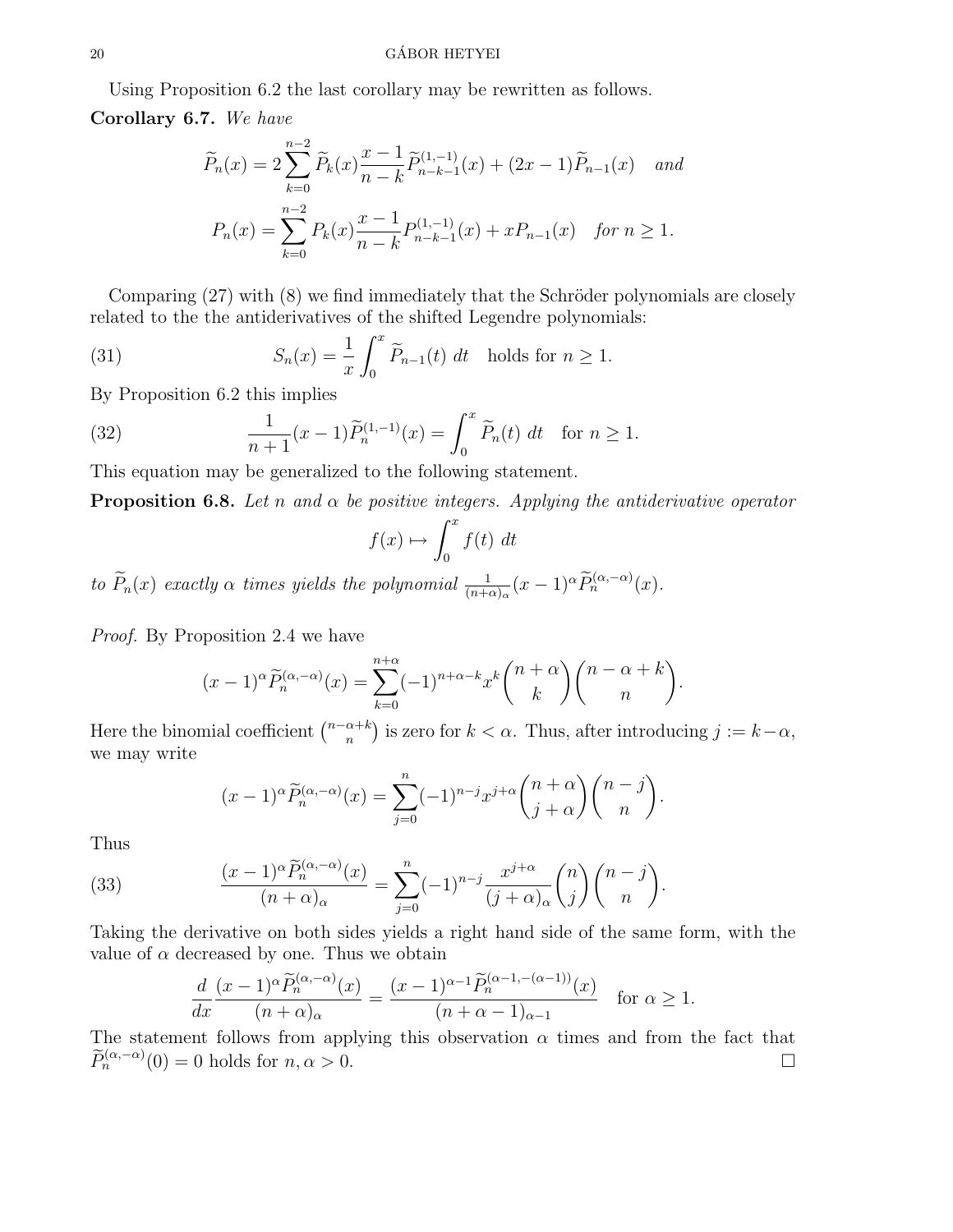Using Proposition 6.2 the last corollary may be rewritten as follows.

**Corollary 6.7.** *We have*

$$\widetilde{P}_n(x) = 2\sum_{k=0}^{n-2} \widetilde{P}_k(x)\frac{x-1}{n-k}\widetilde{P}_{n-k-1}^{(1,-1)}(x) + (2x-1)\widetilde{P}_{n-1}(x) \quad \text{and}$$

$$P_n(x) = \sum_{k=0}^{n-2} P_k(x)\frac{x-1}{n-k}P_{n-k-1}^{(1,-1)}(x) + xP_{n-1}(x) \quad \text{for } n \geq 1.$$

Comparing (27) with (8) we find immediately that the Schröder polynomials are closely related to the the antiderivatives of the shifted Legendre polynomials:

$$S_n(x) = \frac{1}{x}\int_0^x \widetilde{P}_{n-1}(t)\ dt \quad \text{holds for } n \geq 1. \tag{31}$$

By Proposition 6.2 this implies

$$\frac{1}{n+1}(x-1)\widetilde{P}_n^{(1,-1)}(x) = \int_0^x \widetilde{P}_n(t)\ dt \quad \text{for } n \geq 1. \tag{32}$$

This equation may be generalized to the following statement.

**Proposition 6.8.** *Let $n$ and $\alpha$ be positive integers. Applying the antiderivative operator*

$$f(x) \mapsto \int_0^x f(t)\ dt$$

*to $\widetilde{P}_n(x)$ exactly $\alpha$ times yields the polynomial $\frac{1}{(n+\alpha)_\alpha}(x-1)^\alpha \widetilde{P}_n^{(\alpha,-\alpha)}(x)$.*

*Proof.* By Proposition 2.4 we have

$$(x-1)^\alpha \widetilde{P}_n^{(\alpha,-\alpha)}(x) = \sum_{k=0}^{n+\alpha}(-1)^{n+\alpha-k}x^k\binom{n+\alpha}{k}\binom{n-\alpha+k}{n}.$$

Here the binomial coefficient $\binom{n-\alpha+k}{n}$ is zero for $k<\alpha$. Thus, after introducing $j := k-\alpha$, we may write

$$(x-1)^\alpha \widetilde{P}_n^{(\alpha,-\alpha)}(x) = \sum_{j=0}^{n}(-1)^{n-j}x^{j+\alpha}\binom{n+\alpha}{j+\alpha}\binom{n-j}{n}.$$

Thus

$$\frac{(x-1)^\alpha \widetilde{P}_n^{(\alpha,-\alpha)}(x)}{(n+\alpha)_\alpha} = \sum_{j=0}^{n}(-1)^{n-j}\frac{x^{j+\alpha}}{(j+\alpha)_\alpha}\binom{n}{j}\binom{n-j}{n}. \tag{33}$$

Taking the derivative on both sides yields a right hand side of the same form, with the value of $\alpha$ decreased by one. Thus we obtain

$$\frac{d}{dx}\frac{(x-1)^\alpha \widetilde{P}_n^{(\alpha,-\alpha)}(x)}{(n+\alpha)_\alpha} = \frac{(x-1)^{\alpha-1}\widetilde{P}_n^{(\alpha-1,-(\alpha-1))}(x)}{(n+\alpha-1)_{\alpha-1}} \quad \text{for } \alpha \geq 1.$$

The statement follows from applying this observation $\alpha$ times and from the fact that $\widetilde{P}_n^{(\alpha,-\alpha)}(0) = 0$ holds for $n, \alpha > 0$. □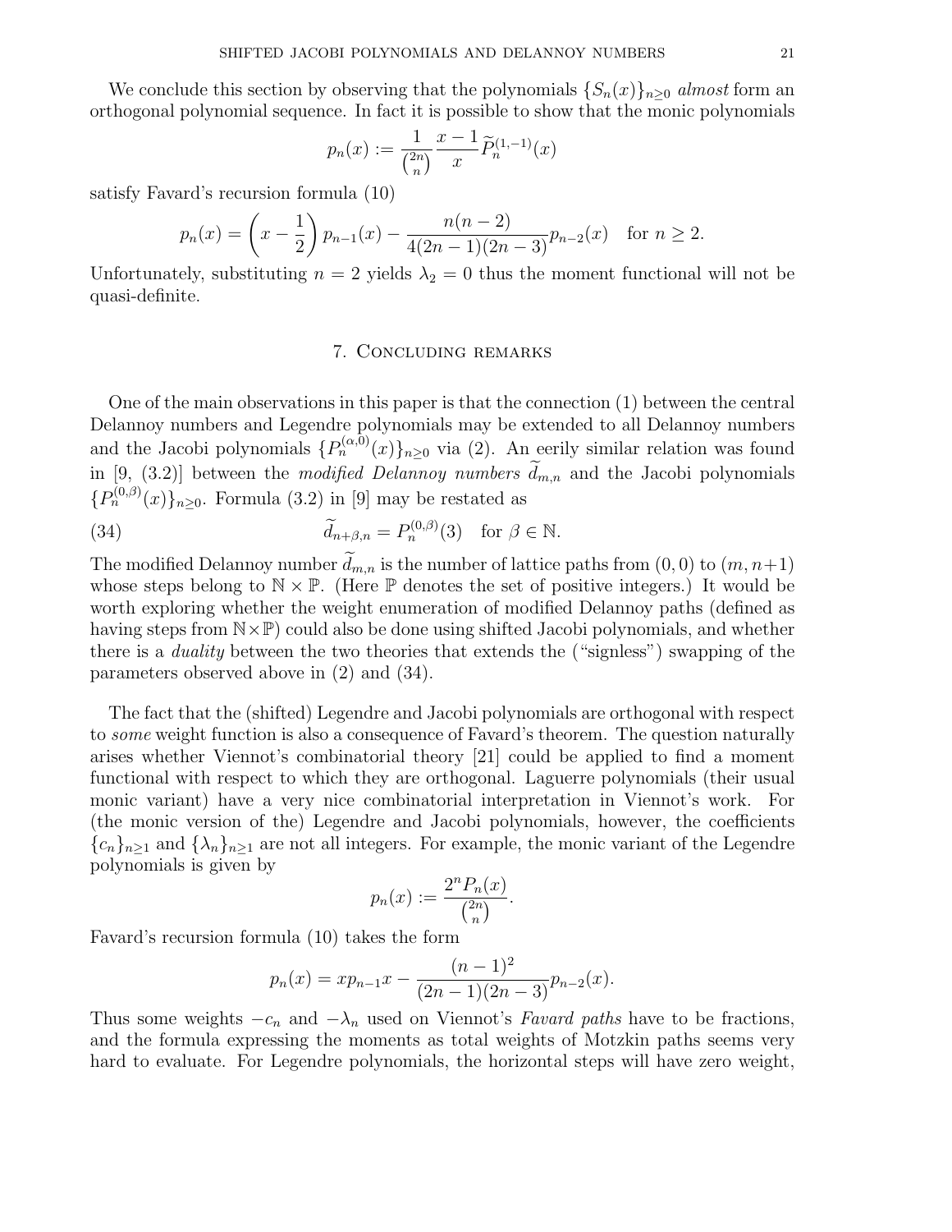We conclude this section by observing that the polynomials $\{S_n(x)\}_{n\geq 0}$ *almost* form an orthogonal polynomial sequence. In fact it is possible to show that the monic polynomials

$$p_n(x) := \frac{1}{\binom{2n}{n}} \frac{x-1}{x} \widetilde{P}_n^{(1,-1)}(x)$$

satisfy Favard's recursion formula (10)

$$p_n(x) = \left(x - \frac{1}{2}\right) p_{n-1}(x) - \frac{n(n-2)}{4(2n-1)(2n-3)} p_{n-2}(x) \quad \text{for } n \geq 2.$$

Unfortunately, substituting $n = 2$ yields $\lambda_2 = 0$ thus the moment functional will not be quasi-definite.

## 7. Concluding remarks

One of the main observations in this paper is that the connection (1) between the central Delannoy numbers and Legendre polynomials may be extended to all Delannoy numbers and the Jacobi polynomials $\{P_n^{(\alpha,0)}(x)\}_{n\geq 0}$ via (2). An eerily similar relation was found in [9, (3.2)] between the *modified Delannoy numbers* $\widetilde{d}_{m,n}$ and the Jacobi polynomials $\{P_n^{(0,\beta)}(x)\}_{n\geq 0}$. Formula (3.2) in [9] may be restated as

$$\widetilde{d}_{n+\beta,n} = P_n^{(0,\beta)}(3) \quad \text{for } \beta \in \mathbb{N}. \tag{34}$$

The modified Delannoy number $\widetilde{d}_{m,n}$ is the number of lattice paths from $(0,0)$ to $(m, n+1)$ whose steps belong to $\mathbb{N} \times \mathbb{P}$. (Here $\mathbb{P}$ denotes the set of positive integers.) It would be worth exploring whether the weight enumeration of modified Delannoy paths (defined as having steps from $\mathbb{N}\times\mathbb{P}$) could also be done using shifted Jacobi polynomials, and whether there is a *duality* between the two theories that extends the ("signless") swapping of the parameters observed above in (2) and (34).

The fact that the (shifted) Legendre and Jacobi polynomials are orthogonal with respect to *some* weight function is also a consequence of Favard's theorem. The question naturally arises whether Viennot's combinatorial theory [21] could be applied to find a moment functional with respect to which they are orthogonal. Laguerre polynomials (their usual monic variant) have a very nice combinatorial interpretation in Viennot's work. For (the monic version of the) Legendre and Jacobi polynomials, however, the coefficients $\{c_n\}_{n\geq 1}$ and $\{\lambda_n\}_{n\geq 1}$ are not all integers. For example, the monic variant of the Legendre polynomials is given by

$$p_n(x) := \frac{2^n P_n(x)}{\binom{2n}{n}}.$$

Favard's recursion formula (10) takes the form

$$p_n(x) = xp_{n-1}x - \frac{(n-1)^2}{(2n-1)(2n-3)} p_{n-2}(x).$$

Thus some weights $-c_n$ and $-\lambda_n$ used on Viennot's *Favard paths* have to be fractions, and the formula expressing the moments as total weights of Motzkin paths seems very hard to evaluate. For Legendre polynomials, the horizontal steps will have zero weight,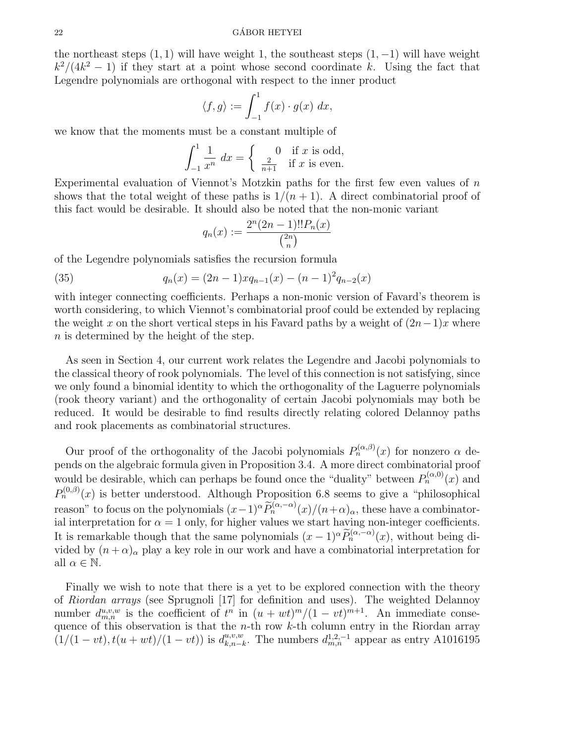the northeast steps $(1,1)$ will have weight 1, the southeast steps $(1,-1)$ will have weight $k^2/(4k^2-1)$ if they start at a point whose second coordinate $k$. Using the fact that Legendre polynomials are orthogonal with respect to the inner product

$$\langle f, g\rangle := \int_{-1}^{1} f(x)\cdot g(x)\ dx,$$

we know that the moments must be a constant multiple of

$$\int_{-1}^{1} \frac{1}{x^n}\ dx = \begin{cases} 0 & \text{if } x \text{ is odd,} \\ \frac{2}{n+1} & \text{if } x \text{ is even.} \end{cases}$$

Experimental evaluation of Viennot's Motzkin paths for the first few even values of $n$ shows that the total weight of these paths is $1/(n+1)$. A direct combinatorial proof of this fact would be desirable. It should also be noted that the non-monic variant

$$q_n(x) := \frac{2^n(2n-1)!!P_n(x)}{\binom{2n}{n}}$$

of the Legendre polynomials satisfies the recursion formula

$$q_n(x) = (2n-1)xq_{n-1}(x) - (n-1)^2 q_{n-2}(x) \tag{35}$$

with integer connecting coefficients. Perhaps a non-monic version of Favard's theorem is worth considering, to which Viennot's combinatorial proof could be extended by replacing the weight $x$ on the short vertical steps in his Favard paths by a weight of $(2n-1)x$ where $n$ is determined by the height of the step.

As seen in Section 4, our current work relates the Legendre and Jacobi polynomials to the classical theory of rook polynomials. The level of this connection is not satisfying, since we only found a binomial identity to which the orthogonality of the Laguerre polynomials (rook theory variant) and the orthogonality of certain Jacobi polynomials may both be reduced. It would be desirable to find results directly relating colored Delannoy paths and rook placements as combinatorial structures.

Our proof of the orthogonality of the Jacobi polynomials $P_n^{(\alpha,\beta)}(x)$ for nonzero $\alpha$ depends on the algebraic formula given in Proposition 3.4. A more direct combinatorial proof would be desirable, which can perhaps be found once the "duality" between $P_n^{(\alpha,0)}(x)$ and $P_n^{(0,\beta)}(x)$ is better understood. Although Proposition 6.8 seems to give a "philosophical reason" to focus on the polynomials $(x-1)^\alpha \widetilde{P}_n^{(\alpha,-\alpha)}(x)/(n+\alpha)_\alpha$, these have a combinatorial interpretation for $\alpha = 1$ only, for higher values we start having non-integer coefficients. It is remarkable though that the same polynomials $(x-1)^\alpha \widetilde{P}_n^{(\alpha,-\alpha)}(x)$, without being divided by $(n+\alpha)_\alpha$ play a key role in our work and have a combinatorial interpretation for all $\alpha \in \mathbb{N}$.

Finally we wish to note that there is a yet to be explored connection with the theory of *Riordan arrays* (see Sprugnoli [17] for definition and uses). The weighted Delannoy number $d_{m,n}^{u,v,w}$ is the coefficient of $t^n$ in $(u+wt)^m/(1-vt)^{m+1}$. An immediate consequence of this observation is that the $n$-th row $k$-th column entry in the Riordan array $(1/(1-vt), t(u+wt)/(1-vt))$ is $d_{k,n-k}^{u,v,w}$. The numbers $d_{m,n}^{1,2,-1}$ appear as entry A1016195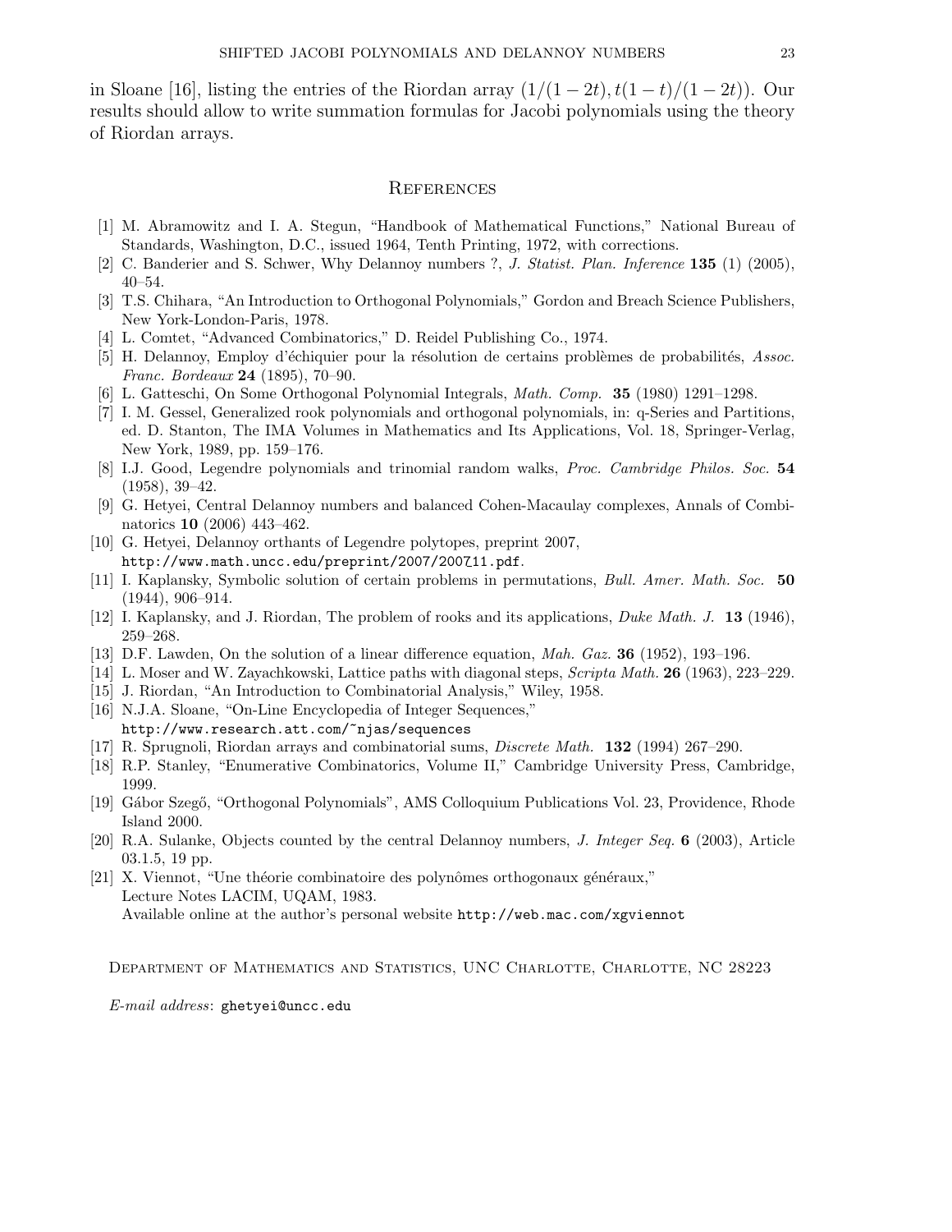in Sloane [16], listing the entries of the Riordan array $(1/(1-2t), t(1-t)/(1-2t))$. Our results should allow to write summation formulas for Jacobi polynomials using the theory of Riordan arrays.

## References

[1] M. Abramowitz and I. A. Stegun, "Handbook of Mathematical Functions," National Bureau of Standards, Washington, D.C., issued 1964, Tenth Printing, 1972, with corrections.

[2] C. Banderier and S. Schwer, Why Delannoy numbers ?, *J. Statist. Plan. Inference* **135** (1) (2005), 40–54.

[3] T.S. Chihara, "An Introduction to Orthogonal Polynomials," Gordon and Breach Science Publishers, New York-London-Paris, 1978.

[4] L. Comtet, "Advanced Combinatorics," D. Reidel Publishing Co., 1974.

[5] H. Delannoy, Employ d'échiquier pour la résolution de certains problèmes de probabilités, *Assoc. Franc. Bordeaux* **24** (1895), 70–90.

[6] L. Gatteschi, On Some Orthogonal Polynomial Integrals, *Math. Comp.* **35** (1980) 1291–1298.

[7] I. M. Gessel, Generalized rook polynomials and orthogonal polynomials, in: q-Series and Partitions, ed. D. Stanton, The IMA Volumes in Mathematics and Its Applications, Vol. 18, Springer-Verlag, New York, 1989, pp. 159–176.

[8] I.J. Good, Legendre polynomials and trinomial random walks, *Proc. Cambridge Philos. Soc.* **54** (1958), 39–42.

[9] G. Hetyei, Central Delannoy numbers and balanced Cohen-Macaulay complexes, Annals of Combinatorics **10** (2006) 443–462.

[10] G. Hetyei, Delannoy orthants of Legendre polytopes, preprint 2007, http://www.math.uncc.edu/preprint/2007/2007_11.pdf.

[11] I. Kaplansky, Symbolic solution of certain problems in permutations, *Bull. Amer. Math. Soc.* **50** (1944), 906–914.

[12] I. Kaplansky, and J. Riordan, The problem of rooks and its applications, *Duke Math. J.* **13** (1946), 259–268.

[13] D.F. Lawden, On the solution of a linear difference equation, *Mah. Gaz.* **36** (1952), 193–196.

[14] L. Moser and W. Zayachkowski, Lattice paths with diagonal steps, *Scripta Math.* **26** (1963), 223–229.

[15] J. Riordan, "An Introduction to Combinatorial Analysis," Wiley, 1958.

[16] N.J.A. Sloane, "On-Line Encyclopedia of Integer Sequences," http://www.research.att.com/~njas/sequences

[17] R. Sprugnoli, Riordan arrays and combinatorial sums, *Discrete Math.* **132** (1994) 267–290.

[18] R.P. Stanley, "Enumerative Combinatorics, Volume II," Cambridge University Press, Cambridge, 1999.

[19] Gábor Szegő, "Orthogonal Polynomials", AMS Colloquium Publications Vol. 23, Providence, Rhode Island 2000.

[20] R.A. Sulanke, Objects counted by the central Delannoy numbers, *J. Integer Seq.* **6** (2003), Article 03.1.5, 19 pp.

[21] X. Viennot, "Une théorie combinatoire des polynômes orthogonaux généraux," Lecture Notes LACIM, UQAM, 1983. Available online at the author's personal website http://web.mac.com/xgviennot

Department of Mathematics and Statistics, UNC Charlotte, Charlotte, NC 28223

*E-mail address*: ghetyei@uncc.edu